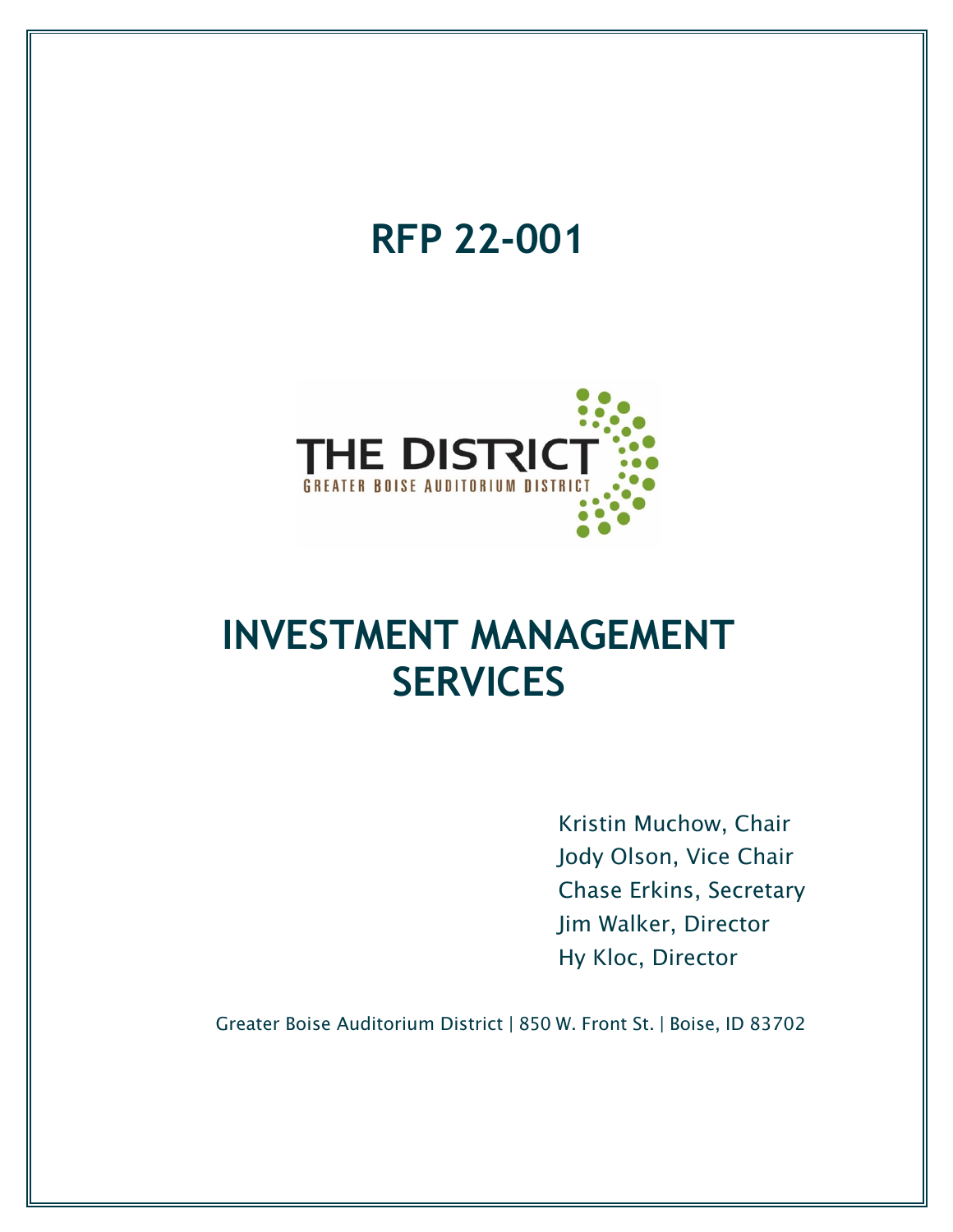# RFP 22-001

THE DISTRICT

GREATER BOISE AUDITORIUM DISTRICT

# INVESTMENT MANAGEMENT SERVICES

Kristin Muchow, Chair
Jody Olson, Vice Chair
Chase Erkins, Secretary
Jim Walker, Director
Hy Kloc, Director

Greater Boise Auditorium District | 850 W. Front St. | Boise, ID 83702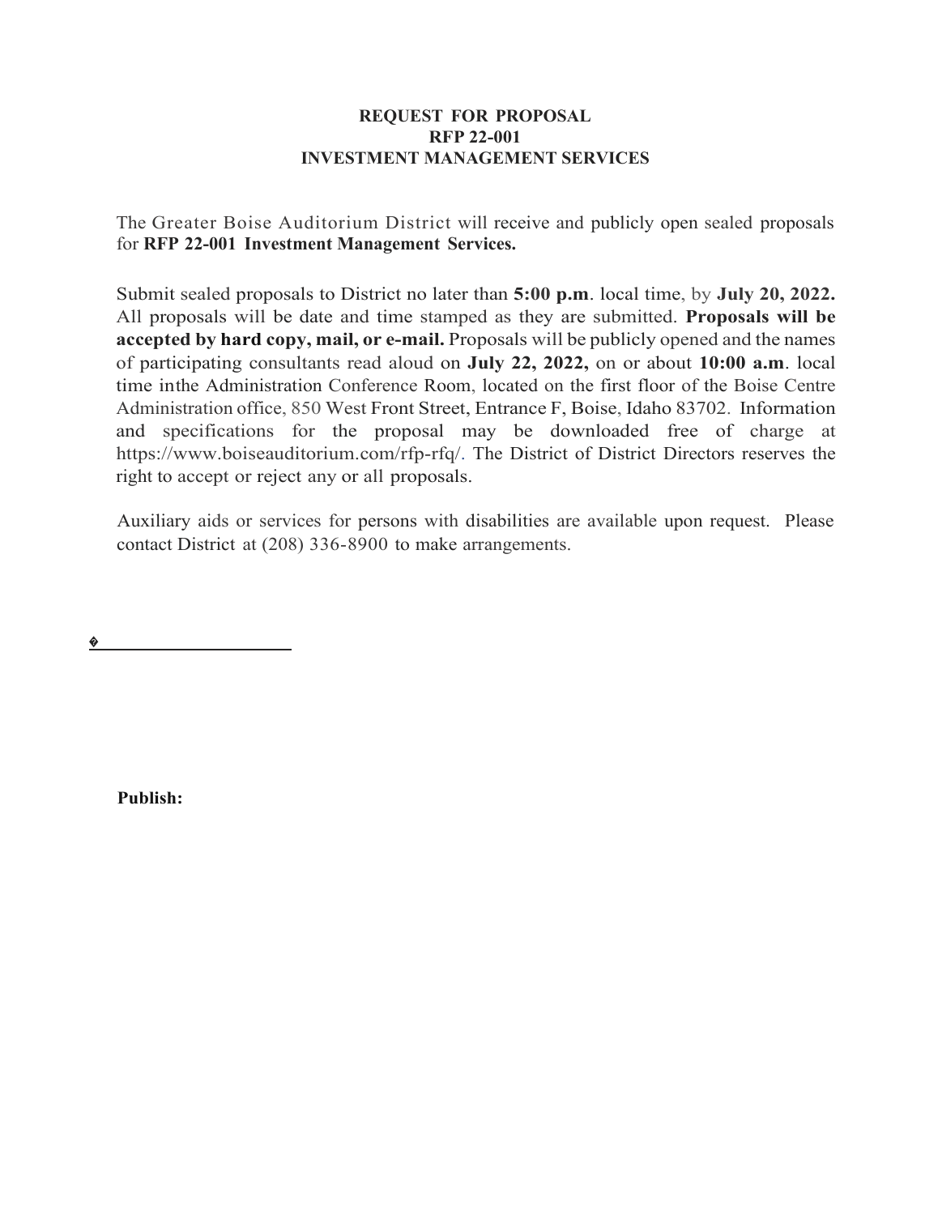**REQUEST FOR PROPOSAL**
**RFP 22-001**
**INVESTMENT MANAGEMENT SERVICES**

The Greater Boise Auditorium District will receive and publicly open sealed proposals for **RFP 22-001 Investment Management Services.**

Submit sealed proposals to District no later than **5:00 p.m**. local time, by **July 20, 2022.** All proposals will be date and time stamped as they are submitted. **Proposals will be accepted by hard copy, mail, or e-mail.** Proposals will be publicly opened and the names of participating consultants read aloud on **July 22, 2022,** on or about **10:00 a.m**. local time inthe Administration Conference Room, located on the first floor of the Boise Centre Administration office, 850 West Front Street, Entrance F, Boise, Idaho 83702. Information and specifications for the proposal may be downloaded free of charge at https://www.boiseauditorium.com/rfp-rfq/. The District of District Directors reserves the right to accept or reject any or all proposals.

Auxiliary aids or services for persons with disabilities are available upon request. Please contact District at (208) 336-8900 to make arrangements.

�______________________

**Publish:**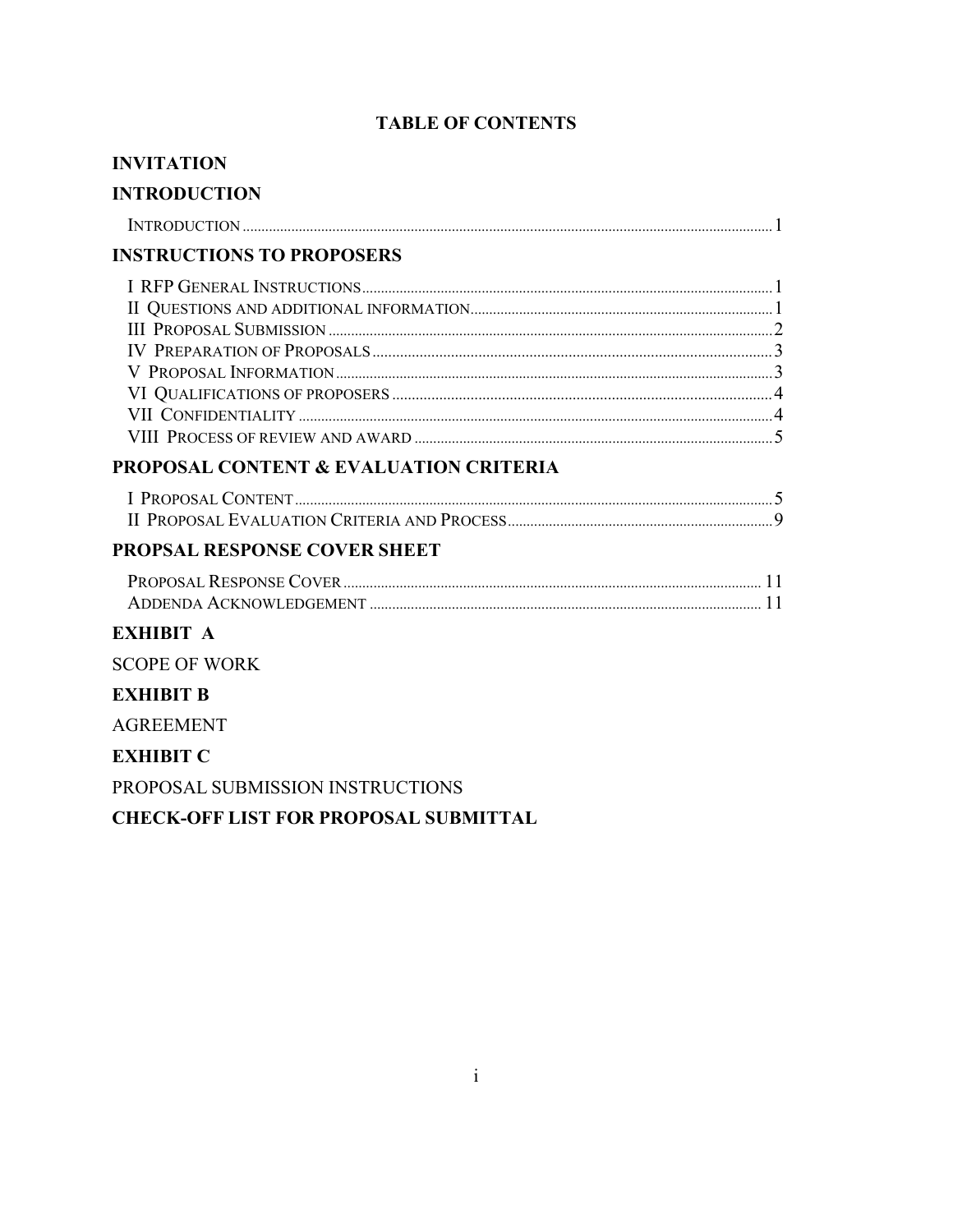# TABLE OF CONTENTS

## INVITATION

## INTRODUCTION

INTRODUCTION ........ 1

## INSTRUCTIONS TO PROPOSERS

I RFP GENERAL INSTRUCTIONS ........ 1
II QUESTIONS AND ADDITIONAL INFORMATION ........ 1
III PROPOSAL SUBMISSION ........ 2
IV PREPARATION OF PROPOSALS ........ 3
V PROPOSAL INFORMATION ........ 3
VI QUALIFICATIONS OF PROPOSERS ........ 4
VII CONFIDENTIALITY ........ 4
VIII PROCESS OF REVIEW AND AWARD ........ 5

## PROPOSAL CONTENT & EVALUATION CRITERIA

I PROPOSAL CONTENT ........ 5
II PROPOSAL EVALUATION CRITERIA AND PROCESS ........ 9

## PROPSAL RESPONSE COVER SHEET

PROPOSAL RESPONSE COVER ........ 11
ADDENDA ACKNOWLEDGEMENT ........ 11

## EXHIBIT A

SCOPE OF WORK

## EXHIBIT B

AGREEMENT

## EXHIBIT C

PROPOSAL SUBMISSION INSTRUCTIONS

## CHECK-OFF LIST FOR PROPOSAL SUBMITTAL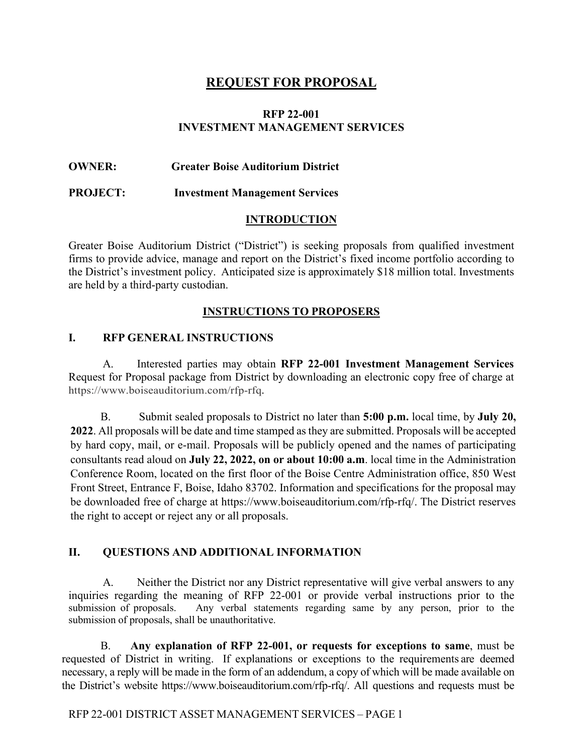# REQUEST FOR PROPOSAL

**RFP 22-001**
**INVESTMENT MANAGEMENT SERVICES**

**OWNER:** **Greater Boise Auditorium District**

**PROJECT:** **Investment Management Services**

## INTRODUCTION

Greater Boise Auditorium District ("District") is seeking proposals from qualified investment firms to provide advice, manage and report on the District's fixed income portfolio according to the District's investment policy. Anticipated size is approximately $18 million total. Investments are held by a third-party custodian.

## INSTRUCTIONS TO PROPOSERS

### I. RFP GENERAL INSTRUCTIONS

A. Interested parties may obtain **RFP 22-001 Investment Management Services** Request for Proposal package from District by downloading an electronic copy free of charge at https://www.boiseauditorium.com/rfp-rfq.

B. Submit sealed proposals to District no later than **5:00 p.m.** local time, by **July 20, 2022**. All proposals will be date and time stamped as they are submitted. Proposals will be accepted by hard copy, mail, or e-mail. Proposals will be publicly opened and the names of participating consultants read aloud on **July 22, 2022, on or about 10:00 a.m**. local time in the Administration Conference Room, located on the first floor of the Boise Centre Administration office, 850 West Front Street, Entrance F, Boise, Idaho 83702. Information and specifications for the proposal may be downloaded free of charge at https://www.boiseauditorium.com/rfp-rfq/. The District reserves the right to accept or reject any or all proposals.

### II. QUESTIONS AND ADDITIONAL INFORMATION

A. Neither the District nor any District representative will give verbal answers to any inquiries regarding the meaning of RFP 22-001 or provide verbal instructions prior to the submission of proposals. Any verbal statements regarding same by any person, prior to the submission of proposals, shall be unauthoritative.

B. **Any explanation of RFP 22-001, or requests for exceptions to same**, must be requested of District in writing. If explanations or exceptions to the requirements are deemed necessary, a reply will be made in the form of an addendum, a copy of which will be made available on the District's website https://www.boiseauditorium.com/rfp-rfq/. All questions and requests must be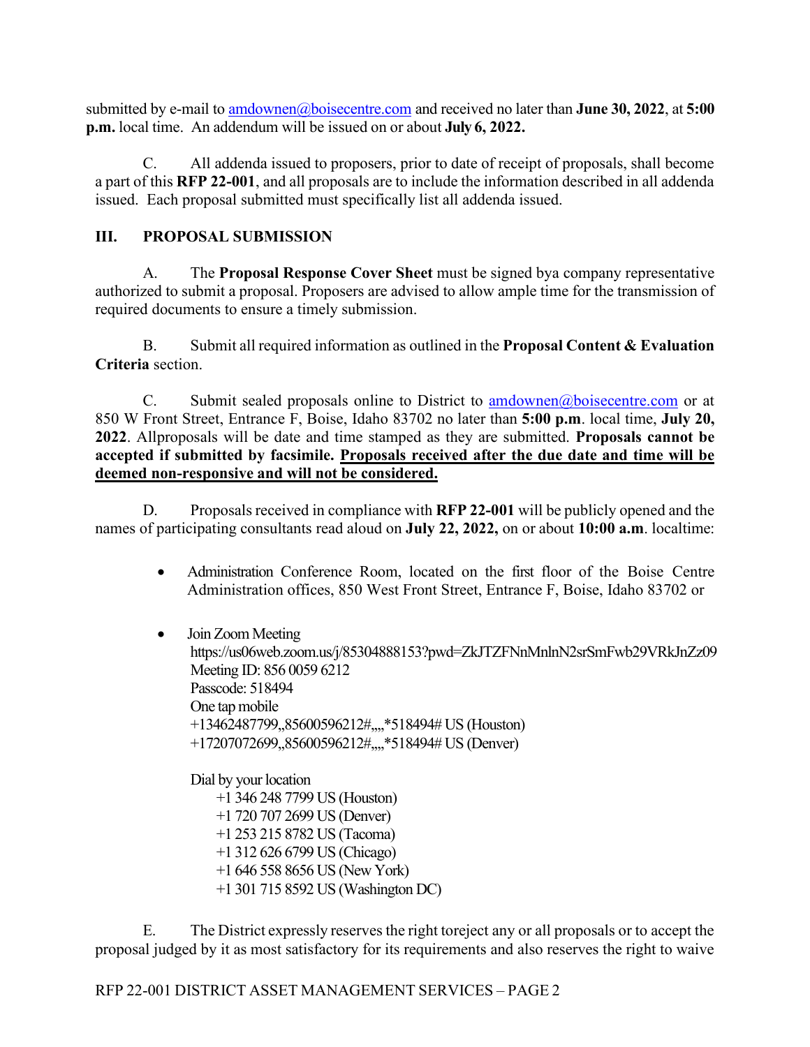submitted by e-mail to amdownen@boisecentre.com and received no later than **June 30, 2022**, at **5:00 p.m.** local time. An addendum will be issued on or about **July 6, 2022.**

C. All addenda issued to proposers, prior to date of receipt of proposals, shall become a part of this **RFP 22-001**, and all proposals are to include the information described in all addenda issued. Each proposal submitted must specifically list all addenda issued.

## III. PROPOSAL SUBMISSION

A. The **Proposal Response Cover Sheet** must be signed bya company representative authorized to submit a proposal. Proposers are advised to allow ample time for the transmission of required documents to ensure a timely submission.

B. Submit all required information as outlined in the **Proposal Content & Evaluation Criteria** section.

C. Submit sealed proposals online to District to amdownen@boisecentre.com or at 850 W Front Street, Entrance F, Boise, Idaho 83702 no later than **5:00 p.m**. local time, **July 20, 2022**. Allproposals will be date and time stamped as they are submitted. **Proposals cannot be accepted if submitted by facsimile. <u>Proposals received after the due date and time will be deemed non-responsive and will not be considered.</u>**

D. Proposals received in compliance with **RFP 22-001** will be publicly opened and the names of participating consultants read aloud on **July 22, 2022,** on or about **10:00 a.m**. localtime:

- Administration Conference Room, located on the first floor of the Boise Centre Administration offices, 850 West Front Street, Entrance F, Boise, Idaho 83702 or

- Join Zoom Meeting
  https://us06web.zoom.us/j/85304888153?pwd=ZkJTZFNnMnlnN2srSmFwb29VRkJnZz09
  Meeting ID: 856 0059 6212
  Passcode: 518494
  One tap mobile
  +13462487799,,85600596212#,,,,*518494# US (Houston)
  +17207072699,,85600596212#,,,,*518494# US (Denver)

  Dial by your location
  +1 346 248 7799 US (Houston)
  +1 720 707 2699 US (Denver)
  +1 253 215 8782 US (Tacoma)
  +1 312 626 6799 US (Chicago)
  +1 646 558 8656 US (New York)
  +1 301 715 8592 US (Washington DC)

E. The District expressly reserves the right toreject any or all proposals or to accept the proposal judged by it as most satisfactory for its requirements and also reserves the right to waive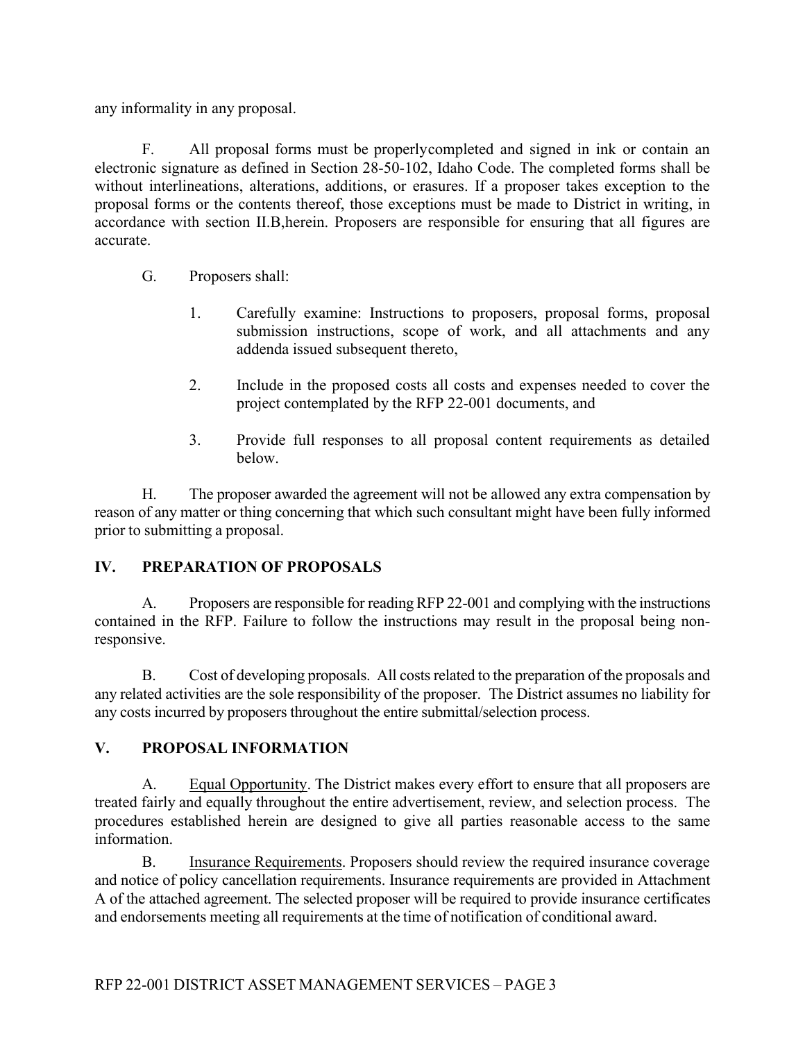any informality in any proposal.

F. All proposal forms must be properlycompleted and signed in ink or contain an electronic signature as defined in Section 28-50-102, Idaho Code. The completed forms shall be without interlineations, alterations, additions, or erasures. If a proposer takes exception to the proposal forms or the contents thereof, those exceptions must be made to District in writing, in accordance with section II.B,herein. Proposers are responsible for ensuring that all figures are accurate.

G. Proposers shall:

1. Carefully examine: Instructions to proposers, proposal forms, proposal submission instructions, scope of work, and all attachments and any addenda issued subsequent thereto,
2. Include in the proposed costs all costs and expenses needed to cover the project contemplated by the RFP 22-001 documents, and
3. Provide full responses to all proposal content requirements as detailed below.

H. The proposer awarded the agreement will not be allowed any extra compensation by reason of any matter or thing concerning that which such consultant might have been fully informed prior to submitting a proposal.

## IV. PREPARATION OF PROPOSALS

A. Proposers are responsible for reading RFP 22-001 and complying with the instructions contained in the RFP. Failure to follow the instructions may result in the proposal being non-responsive.

B. Cost of developing proposals. All costs related to the preparation of the proposals and any related activities are the sole responsibility of the proposer. The District assumes no liability for any costs incurred by proposers throughout the entire submittal/selection process.

## V. PROPOSAL INFORMATION

A. Equal Opportunity. The District makes every effort to ensure that all proposers are treated fairly and equally throughout the entire advertisement, review, and selection process. The procedures established herein are designed to give all parties reasonable access to the same information.

B. Insurance Requirements. Proposers should review the required insurance coverage and notice of policy cancellation requirements. Insurance requirements are provided in Attachment A of the attached agreement. The selected proposer will be required to provide insurance certificates and endorsements meeting all requirements at the time of notification of conditional award.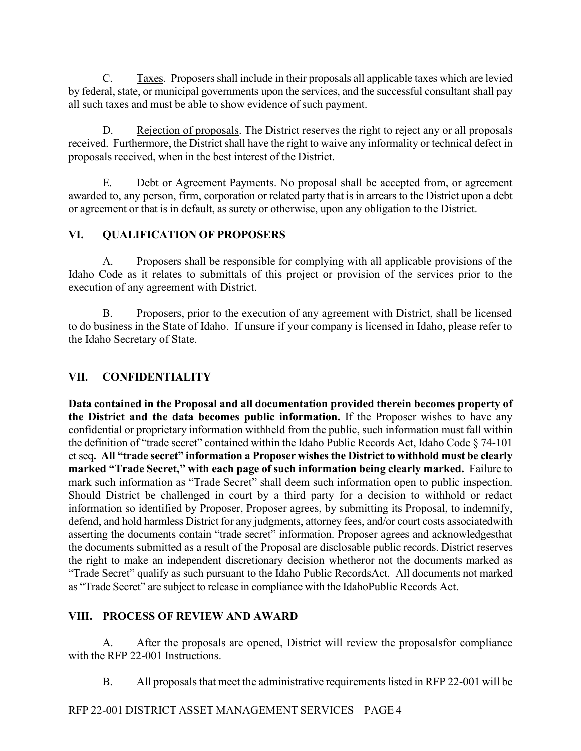C. Taxes. Proposers shall include in their proposals all applicable taxes which are levied by federal, state, or municipal governments upon the services, and the successful consultant shall pay all such taxes and must be able to show evidence of such payment.

D. Rejection of proposals. The District reserves the right to reject any or all proposals received. Furthermore, the District shall have the right to waive any informality or technical defect in proposals received, when in the best interest of the District.

E. Debt or Agreement Payments. No proposal shall be accepted from, or agreement awarded to, any person, firm, corporation or related party that is in arrears to the District upon a debt or agreement or that is in default, as surety or otherwise, upon any obligation to the District.

## VI. QUALIFICATION OF PROPOSERS

A. Proposers shall be responsible for complying with all applicable provisions of the Idaho Code as it relates to submittals of this project or provision of the services prior to the execution of any agreement with District.

B. Proposers, prior to the execution of any agreement with District, shall be licensed to do business in the State of Idaho. If unsure if your company is licensed in Idaho, please refer to the Idaho Secretary of State.

## VII. CONFIDENTIALITY

**Data contained in the Proposal and all documentation provided therein becomes property of the District and the data becomes public information.** If the Proposer wishes to have any confidential or proprietary information withheld from the public, such information must fall within the definition of "trade secret" contained within the Idaho Public Records Act, Idaho Code § 74-101 et seq**. All "trade secret" information a Proposer wishes the District to withhold must be clearly marked "Trade Secret," with each page of such information being clearly marked.** Failure to mark such information as "Trade Secret" shall deem such information open to public inspection. Should District be challenged in court by a third party for a decision to withhold or redact information so identified by Proposer, Proposer agrees, by submitting its Proposal, to indemnify, defend, and hold harmless District for any judgments, attorney fees, and/or court costs associatedwith asserting the documents contain "trade secret" information. Proposer agrees and acknowledgesthat the documents submitted as a result of the Proposal are disclosable public records. District reserves the right to make an independent discretionary decision whetheror not the documents marked as "Trade Secret" qualify as such pursuant to the Idaho Public RecordsAct. All documents not marked as "Trade Secret" are subject to release in compliance with the IdahoPublic Records Act.

## VIII. PROCESS OF REVIEW AND AWARD

A. After the proposals are opened, District will review the proposalsfor compliance with the RFP 22-001 Instructions.

B. All proposals that meet the administrative requirements listed in RFP 22-001 will be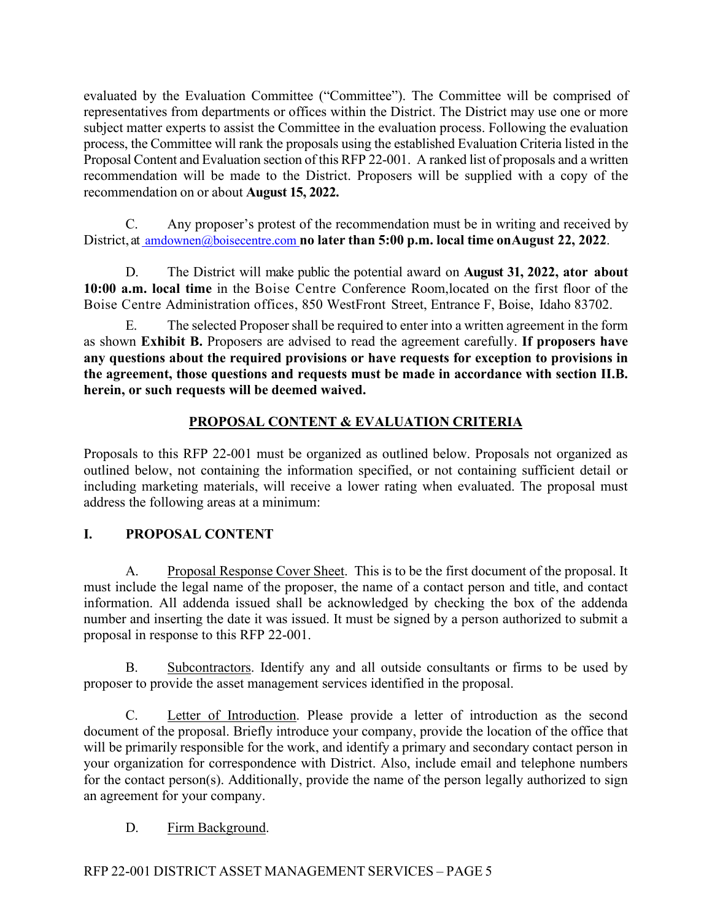evaluated by the Evaluation Committee ("Committee"). The Committee will be comprised of representatives from departments or offices within the District. The District may use one or more subject matter experts to assist the Committee in the evaluation process. Following the evaluation process, the Committee will rank the proposals using the established Evaluation Criteria listed in the Proposal Content and Evaluation section of this RFP 22-001. A ranked list of proposals and a written recommendation will be made to the District. Proposers will be supplied with a copy of the recommendation on or about **August 15, 2022.**

C. Any proposer's protest of the recommendation must be in writing and received by District, at amdownen@boisecentre.com **no later than 5:00 p.m. local time onAugust 22, 2022**.

D. The District will make public the potential award on **August 31, 2022, ator about 10:00 a.m. local time** in the Boise Centre Conference Room,located on the first floor of the Boise Centre Administration offices, 850 WestFront Street, Entrance F, Boise, Idaho 83702.

E. The selected Proposer shall be required to enter into a written agreement in the form as shown **Exhibit B.** Proposers are advised to read the agreement carefully. **If proposers have any questions about the required provisions or have requests for exception to provisions in the agreement, those questions and requests must be made in accordance with section II.B. herein, or such requests will be deemed waived.**

## PROPOSAL CONTENT & EVALUATION CRITERIA

Proposals to this RFP 22-001 must be organized as outlined below. Proposals not organized as outlined below, not containing the information specified, or not containing sufficient detail or including marketing materials, will receive a lower rating when evaluated. The proposal must address the following areas at a minimum:

### I. PROPOSAL CONTENT

A. Proposal Response Cover Sheet. This is to be the first document of the proposal. It must include the legal name of the proposer, the name of a contact person and title, and contact information. All addenda issued shall be acknowledged by checking the box of the addenda number and inserting the date it was issued. It must be signed by a person authorized to submit a proposal in response to this RFP 22-001.

B. Subcontractors. Identify any and all outside consultants or firms to be used by proposer to provide the asset management services identified in the proposal.

C. Letter of Introduction. Please provide a letter of introduction as the second document of the proposal. Briefly introduce your company, provide the location of the office that will be primarily responsible for the work, and identify a primary and secondary contact person in your organization for correspondence with District. Also, include email and telephone numbers for the contact person(s). Additionally, provide the name of the person legally authorized to sign an agreement for your company.

D. Firm Background.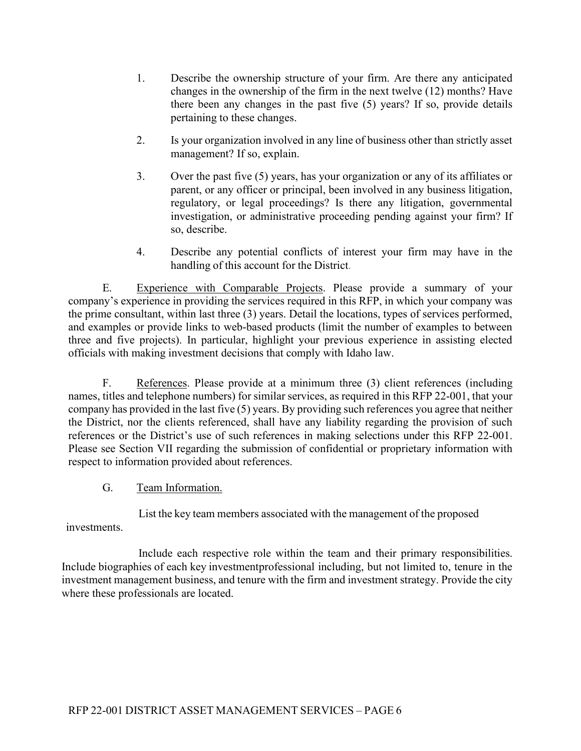1. Describe the ownership structure of your firm. Are there any anticipated changes in the ownership of the firm in the next twelve (12) months? Have there been any changes in the past five (5) years? If so, provide details pertaining to these changes.

2. Is your organization involved in any line of business other than strictly asset management? If so, explain.

3. Over the past five (5) years, has your organization or any of its affiliates or parent, or any officer or principal, been involved in any business litigation, regulatory, or legal proceedings? Is there any litigation, governmental investigation, or administrative proceeding pending against your firm? If so, describe.

4. Describe any potential conflicts of interest your firm may have in the handling of this account for the District.

E. Experience with Comparable Projects. Please provide a summary of your company's experience in providing the services required in this RFP, in which your company was the prime consultant, within last three (3) years. Detail the locations, types of services performed, and examples or provide links to web-based products (limit the number of examples to between three and five projects). In particular, highlight your previous experience in assisting elected officials with making investment decisions that comply with Idaho law.

F. References. Please provide at a minimum three (3) client references (including names, titles and telephone numbers) for similar services, as required in this RFP 22-001, that your company has provided in the last five (5) years. By providing such references you agree that neither the District, nor the clients referenced, shall have any liability regarding the provision of such references or the District's use of such references in making selections under this RFP 22-001. Please see Section VII regarding the submission of confidential or proprietary information with respect to information provided about references.

G. Team Information.

List the key team members associated with the management of the proposed investments.

Include each respective role within the team and their primary responsibilities. Include biographies of each key investmentprofessional including, but not limited to, tenure in the investment management business, and tenure with the firm and investment strategy. Provide the city where these professionals are located.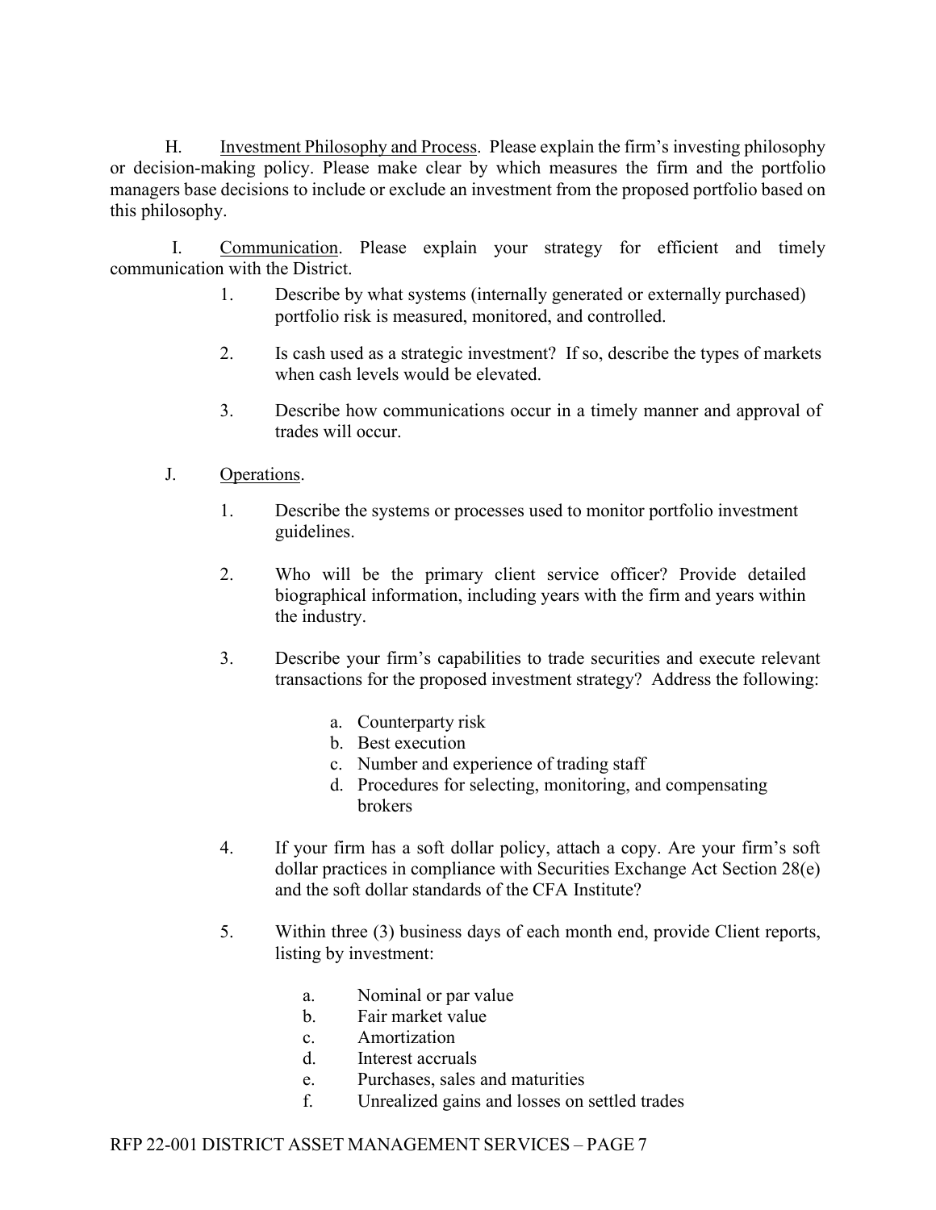H. Investment Philosophy and Process. Please explain the firm's investing philosophy or decision-making policy. Please make clear by which measures the firm and the portfolio managers base decisions to include or exclude an investment from the proposed portfolio based on this philosophy.

I. Communication. Please explain your strategy for efficient and timely communication with the District.

1. Describe by what systems (internally generated or externally purchased) portfolio risk is measured, monitored, and controlled.

2. Is cash used as a strategic investment? If so, describe the types of markets when cash levels would be elevated.

3. Describe how communications occur in a timely manner and approval of trades will occur.

J. Operations.

1. Describe the systems or processes used to monitor portfolio investment guidelines.

2. Who will be the primary client service officer? Provide detailed biographical information, including years with the firm and years within the industry.

3. Describe your firm's capabilities to trade securities and execute relevant transactions for the proposed investment strategy? Address the following:

   a. Counterparty risk
   b. Best execution
   c. Number and experience of trading staff
   d. Procedures for selecting, monitoring, and compensating brokers

4. If your firm has a soft dollar policy, attach a copy. Are your firm's soft dollar practices in compliance with Securities Exchange Act Section 28(e) and the soft dollar standards of the CFA Institute?

5. Within three (3) business days of each month end, provide Client reports, listing by investment:

   a. Nominal or par value
   b. Fair market value
   c. Amortization
   d. Interest accruals
   e. Purchases, sales and maturities
   f. Unrealized gains and losses on settled trades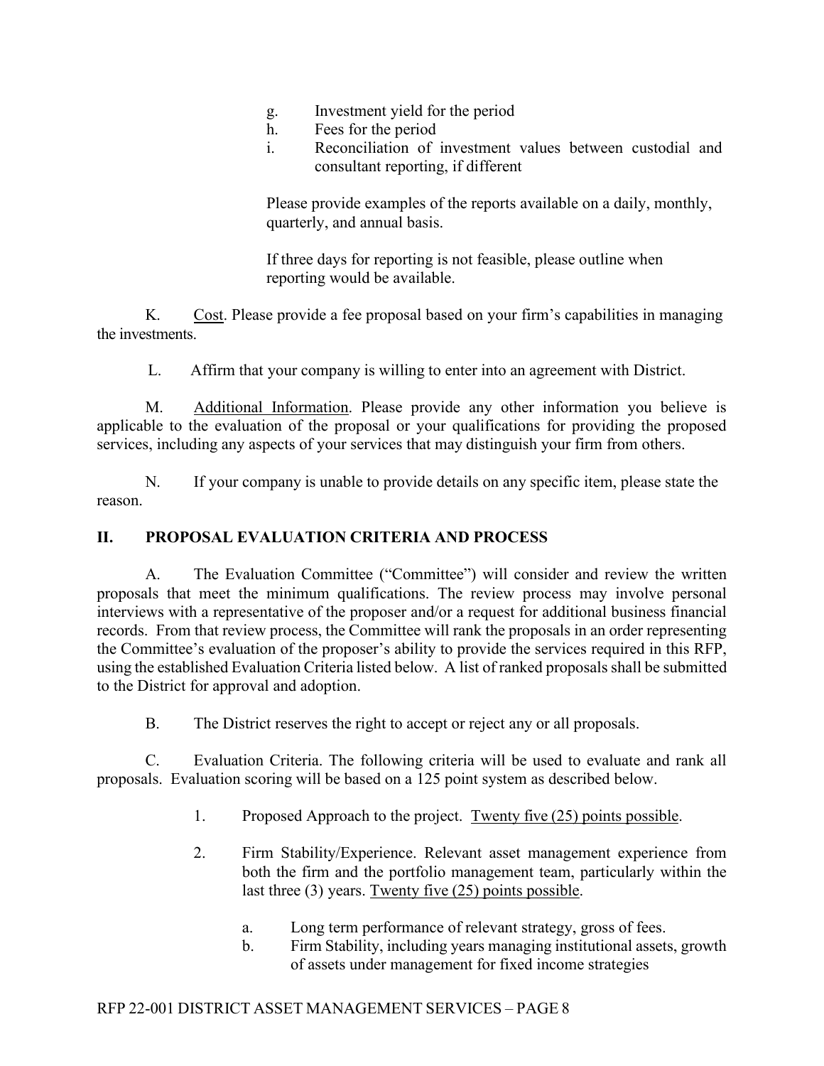g. Investment yield for the period
h. Fees for the period
i. Reconciliation of investment values between custodial and consultant reporting, if different

Please provide examples of the reports available on a daily, monthly, quarterly, and annual basis.

If three days for reporting is not feasible, please outline when reporting would be available.

K. <u>Cost</u>. Please provide a fee proposal based on your firm's capabilities in managing the investments.

L. Affirm that your company is willing to enter into an agreement with District.

M. <u>Additional Information</u>. Please provide any other information you believe is applicable to the evaluation of the proposal or your qualifications for providing the proposed services, including any aspects of your services that may distinguish your firm from others.

N. If your company is unable to provide details on any specific item, please state the reason.

## II. PROPOSAL EVALUATION CRITERIA AND PROCESS

A. The Evaluation Committee ("Committee") will consider and review the written proposals that meet the minimum qualifications. The review process may involve personal interviews with a representative of the proposer and/or a request for additional business financial records. From that review process, the Committee will rank the proposals in an order representing the Committee's evaluation of the proposer's ability to provide the services required in this RFP, using the established Evaluation Criteria listed below. A list of ranked proposals shall be submitted to the District for approval and adoption.

B. The District reserves the right to accept or reject any or all proposals.

C. Evaluation Criteria. The following criteria will be used to evaluate and rank all proposals. Evaluation scoring will be based on a 125 point system as described below.

1. Proposed Approach to the project. <u>Twenty five (25) points possible</u>.

2. Firm Stability/Experience. Relevant asset management experience from both the firm and the portfolio management team, particularly within the last three (3) years. <u>Twenty five (25) points possible</u>.

   a. Long term performance of relevant strategy, gross of fees.
   b. Firm Stability, including years managing institutional assets, growth of assets under management for fixed income strategies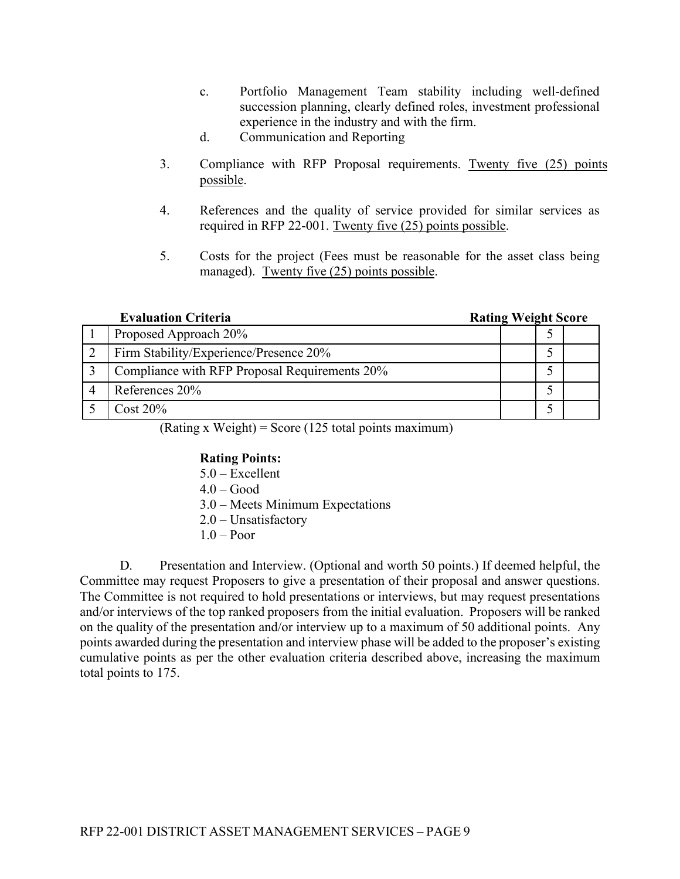c. Portfolio Management Team stability including well-defined succession planning, clearly defined roles, investment professional experience in the industry and with the firm.

d. Communication and Reporting

3. Compliance with RFP Proposal requirements. <u>Twenty five (25) points possible</u>.

4. References and the quality of service provided for similar services as required in RFP 22-001. <u>Twenty five (25) points possible</u>.

5. Costs for the project (Fees must be reasonable for the asset class being managed). <u>Twenty five (25) points possible</u>.

| | **Evaluation Criteria** | **Rating** | **Weight** | **Score** |
|---|---|---|---|---|
| 1 | Proposed Approach 20% | | 5 | |
| 2 | Firm Stability/Experience/Presence 20% | | 5 | |
| 3 | Compliance with RFP Proposal Requirements 20% | | 5 | |
| 4 | References 20% | | 5 | |
| 5 | Cost 20% | | 5 | |

(Rating x Weight) = Score (125 total points maximum)

**Rating Points:**

5.0 – Excellent
4.0 – Good
3.0 – Meets Minimum Expectations
2.0 – Unsatisfactory
1.0 – Poor

D. Presentation and Interview. (Optional and worth 50 points.) If deemed helpful, the Committee may request Proposers to give a presentation of their proposal and answer questions. The Committee is not required to hold presentations or interviews, but may request presentations and/or interviews of the top ranked proposers from the initial evaluation. Proposers will be ranked on the quality of the presentation and/or interview up to a maximum of 50 additional points. Any points awarded during the presentation and interview phase will be added to the proposer's existing cumulative points as per the other evaluation criteria described above, increasing the maximum total points to 175.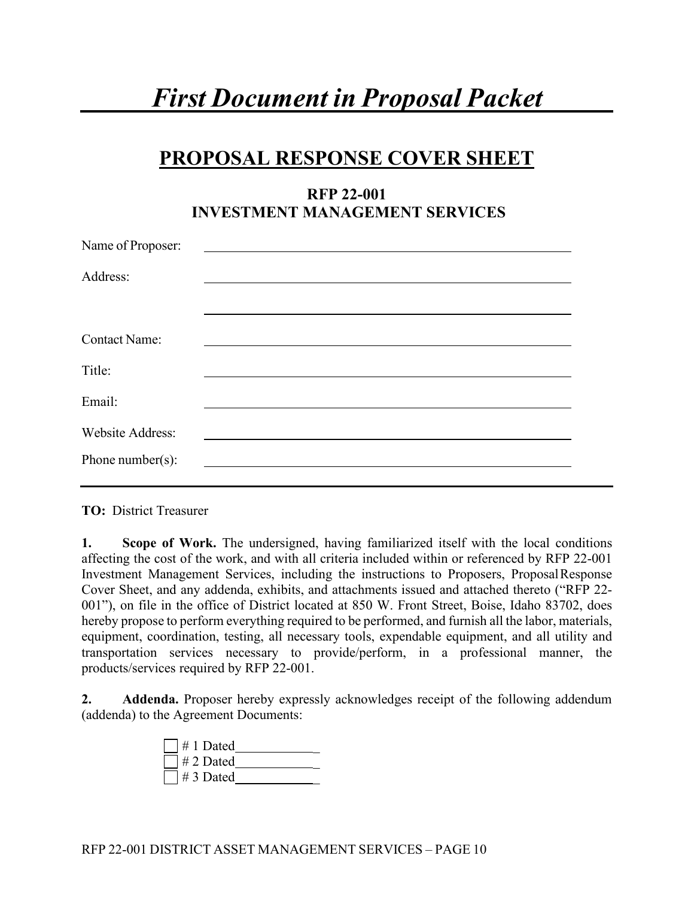# *First Document in Proposal Packet*

## PROPOSAL RESPONSE COVER SHEET

### RFP 22-001
### INVESTMENT MANAGEMENT SERVICES

Name of Proposer: ______________________________________________

Address: ______________________________________________

______________________________________________

Contact Name: ______________________________________________

Title: ______________________________________________

Email: ______________________________________________

Website Address: ______________________________________________

Phone number(s): ______________________________________________

---

**TO:** District Treasurer

**1. Scope of Work.** The undersigned, having familiarized itself with the local conditions affecting the cost of the work, and with all criteria included within or referenced by RFP 22-001 Investment Management Services, including the instructions to Proposers, Proposal Response Cover Sheet, and any addenda, exhibits, and attachments issued and attached thereto ("RFP 22-001"), on file in the office of District located at 850 W. Front Street, Boise, Idaho 83702, does hereby propose to perform everything required to be performed, and furnish all the labor, materials, equipment, coordination, testing, all necessary tools, expendable equipment, and all utility and transportation services necessary to provide/perform, in a professional manner, the products/services required by RFP 22-001.

**2. Addenda.** Proposer hereby expressly acknowledges receipt of the following addendum (addenda) to the Agreement Documents:

- ☐ # 1 Dated_____________
- ☐ # 2 Dated_____________
- ☐ # 3 Dated_____________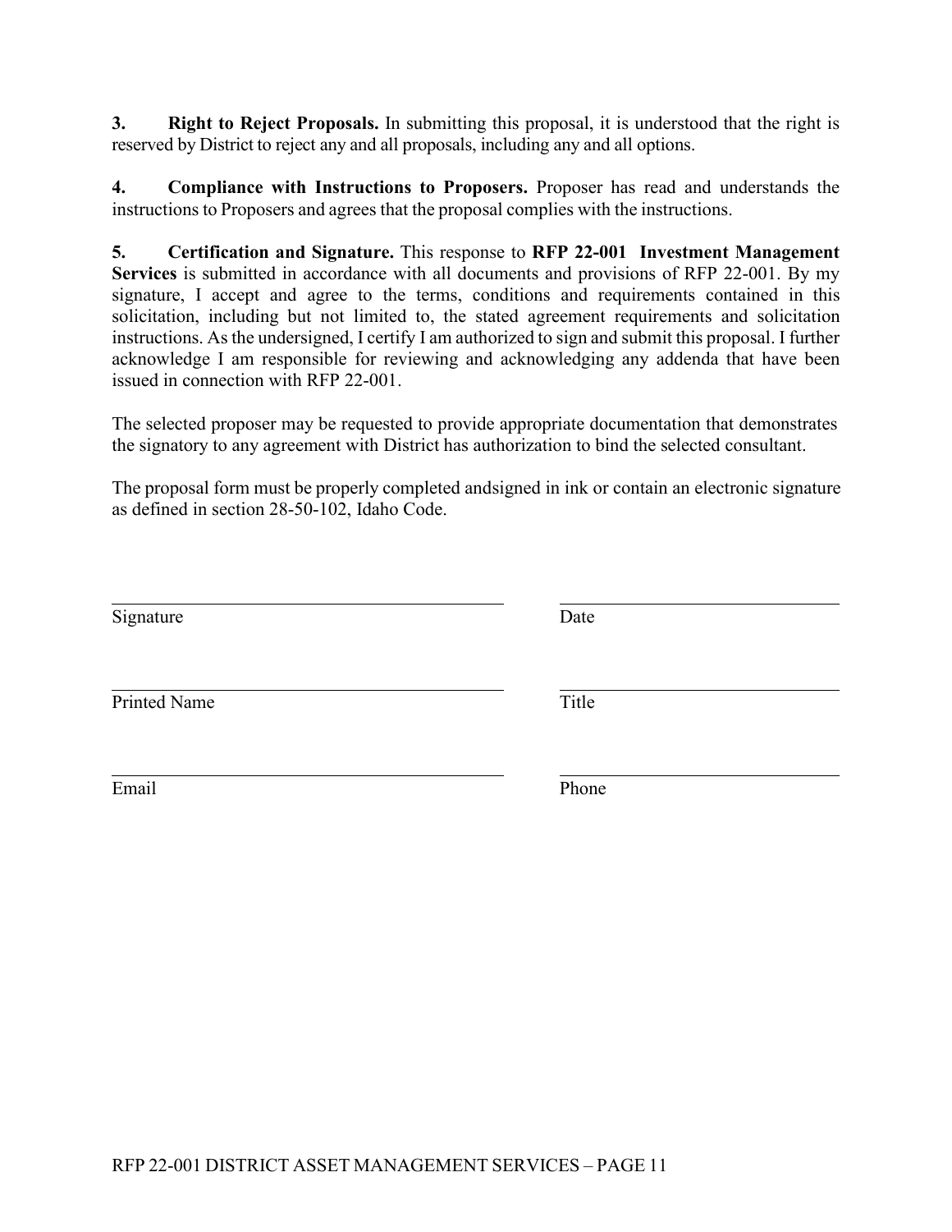**3. Right to Reject Proposals.** In submitting this proposal, it is understood that the right is reserved by District to reject any and all proposals, including any and all options.

**4. Compliance with Instructions to Proposers.** Proposer has read and understands the instructions to Proposers and agrees that the proposal complies with the instructions.

**5. Certification and Signature.** This response to **RFP 22-001 Investment Management Services** is submitted in accordance with all documents and provisions of RFP 22-001. By my signature, I accept and agree to the terms, conditions and requirements contained in this solicitation, including but not limited to, the stated agreement requirements and solicitation instructions. As the undersigned, I certify I am authorized to sign and submit this proposal. I further acknowledge I am responsible for reviewing and acknowledging any addenda that have been issued in connection with RFP 22-001.

The selected proposer may be requested to provide appropriate documentation that demonstrates the signatory to any agreement with District has authorization to bind the selected consultant.

The proposal form must be properly completed andsigned in ink or contain an electronic signature as defined in section 28-50-102, Idaho Code.

\_\_\_\_\_\_\_\_\_\_\_\_\_\_\_\_\_\_\_\_\_\_\_\_\_\_\_\_\_\_\_\_\_\_\_\_ \_\_\_\_\_\_\_\_\_\_\_\_\_\_\_\_\_\_\_\_\_\_\_\_\_\_
Signature Date

\_\_\_\_\_\_\_\_\_\_\_\_\_\_\_\_\_\_\_\_\_\_\_\_\_\_\_\_\_\_\_\_\_\_\_\_ \_\_\_\_\_\_\_\_\_\_\_\_\_\_\_\_\_\_\_\_\_\_\_\_\_\_
Printed Name Title

\_\_\_\_\_\_\_\_\_\_\_\_\_\_\_\_\_\_\_\_\_\_\_\_\_\_\_\_\_\_\_\_\_\_\_\_ \_\_\_\_\_\_\_\_\_\_\_\_\_\_\_\_\_\_\_\_\_\_\_\_\_\_
Email Phone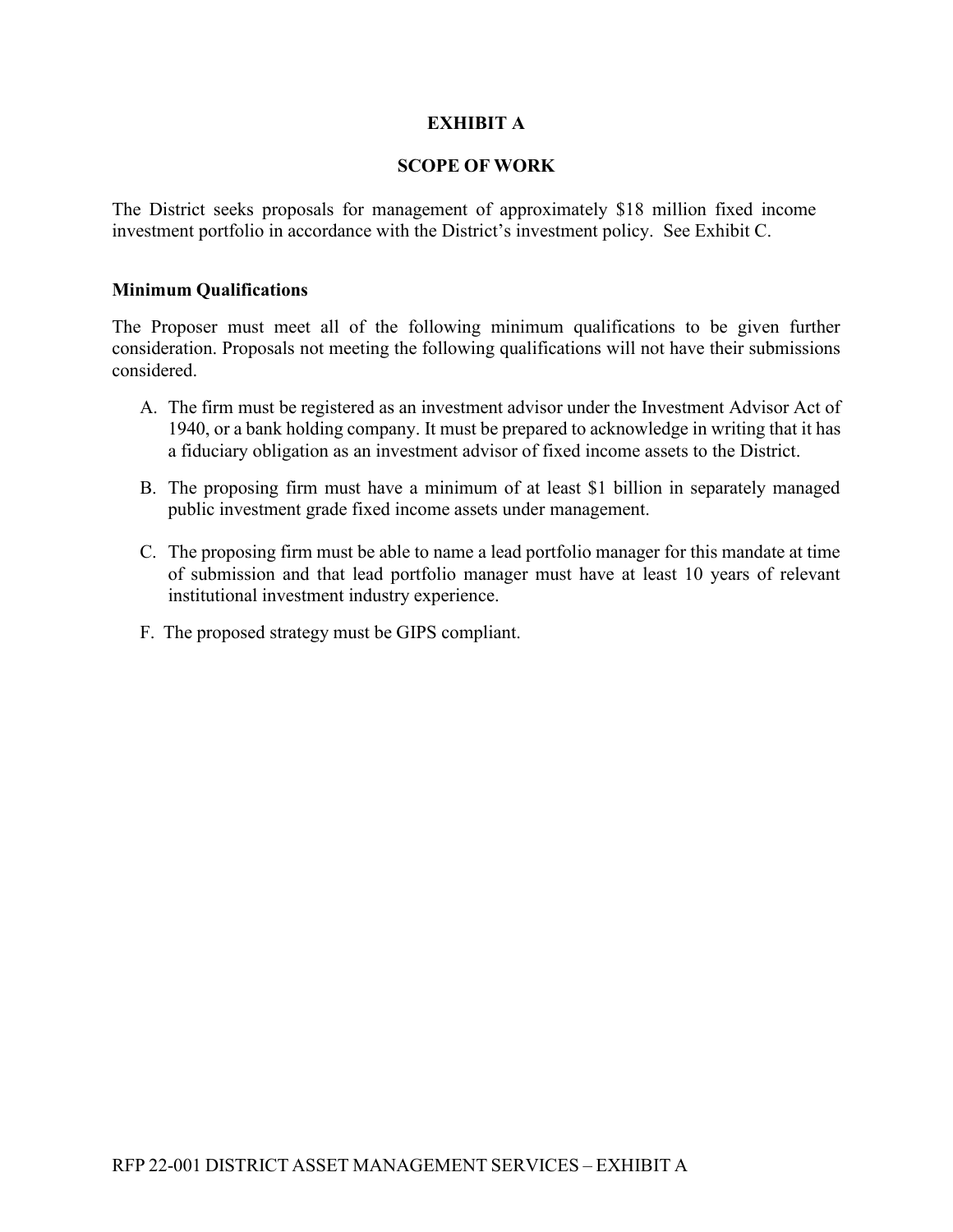# EXHIBIT A

## SCOPE OF WORK

The District seeks proposals for management of approximately $18 million fixed income investment portfolio in accordance with the District's investment policy. See Exhibit C.

### Minimum Qualifications

The Proposer must meet all of the following minimum qualifications to be given further consideration. Proposals not meeting the following qualifications will not have their submissions considered.

A. The firm must be registered as an investment advisor under the Investment Advisor Act of 1940, or a bank holding company. It must be prepared to acknowledge in writing that it has a fiduciary obligation as an investment advisor of fixed income assets to the District.

B. The proposing firm must have a minimum of at least $1 billion in separately managed public investment grade fixed income assets under management.

C. The proposing firm must be able to name a lead portfolio manager for this mandate at time of submission and that lead portfolio manager must have at least 10 years of relevant institutional investment industry experience.

F. The proposed strategy must be GIPS compliant.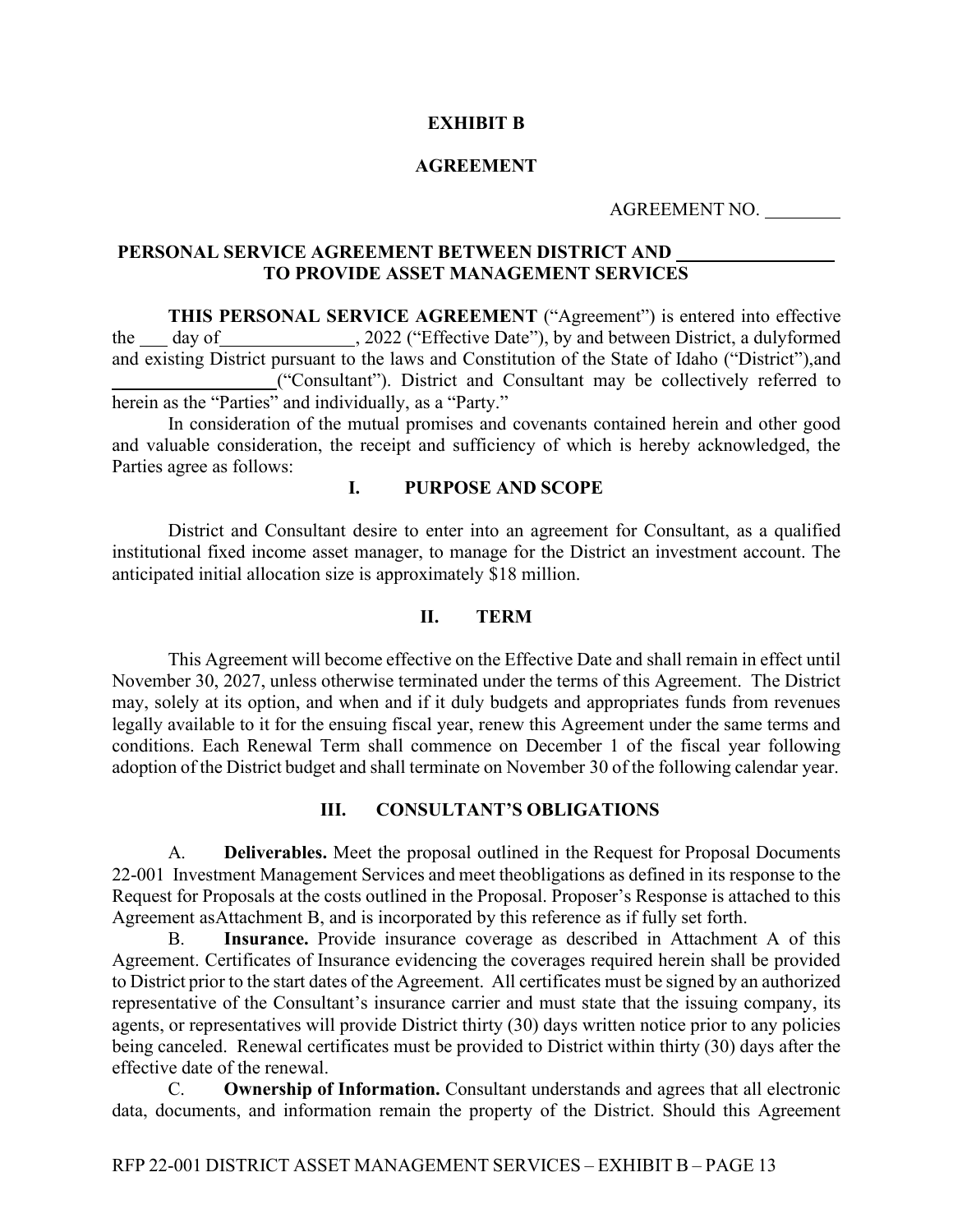**EXHIBIT B**

**AGREEMENT**

AGREEMENT NO. \_\_\_\_\_\_\_\_

**PERSONAL SERVICE AGREEMENT BETWEEN DISTRICT AND \_\_\_\_\_\_\_\_\_\_\_\_\_\_\_\_\_ TO PROVIDE ASSET MANAGEMENT SERVICES**

**THIS PERSONAL SERVICE AGREEMENT** ("Agreement") is entered into effective the \_\_\_ day of\_\_\_\_\_\_\_\_\_\_\_\_\_\_\_, 2022 ("Effective Date"), by and between District, a dulyformed and existing District pursuant to the laws and Constitution of the State of Idaho ("District"),and \_\_\_\_\_\_\_\_\_\_\_\_\_\_\_\_\_\_("Consultant"). District and Consultant may be collectively referred to herein as the "Parties" and individually, as a "Party."

In consideration of the mutual promises and covenants contained herein and other good and valuable consideration, the receipt and sufficiency of which is hereby acknowledged, the Parties agree as follows:

## I. PURPOSE AND SCOPE

District and Consultant desire to enter into an agreement for Consultant, as a qualified institutional fixed income asset manager, to manage for the District an investment account. The anticipated initial allocation size is approximately $18 million.

## II. TERM

This Agreement will become effective on the Effective Date and shall remain in effect until November 30, 2027, unless otherwise terminated under the terms of this Agreement. The District may, solely at its option, and when and if it duly budgets and appropriates funds from revenues legally available to it for the ensuing fiscal year, renew this Agreement under the same terms and conditions. Each Renewal Term shall commence on December 1 of the fiscal year following adoption of the District budget and shall terminate on November 30 of the following calendar year.

## III. CONSULTANT'S OBLIGATIONS

A. **Deliverables.** Meet the proposal outlined in the Request for Proposal Documents 22-001 Investment Management Services and meet theobligations as defined in its response to the Request for Proposals at the costs outlined in the Proposal. Proposer's Response is attached to this Agreement asAttachment B, and is incorporated by this reference as if fully set forth.

B. **Insurance.** Provide insurance coverage as described in Attachment A of this Agreement. Certificates of Insurance evidencing the coverages required herein shall be provided to District prior to the start dates of the Agreement. All certificates must be signed by an authorized representative of the Consultant's insurance carrier and must state that the issuing company, its agents, or representatives will provide District thirty (30) days written notice prior to any policies being canceled. Renewal certificates must be provided to District within thirty (30) days after the effective date of the renewal.

C. **Ownership of Information.** Consultant understands and agrees that all electronic data, documents, and information remain the property of the District. Should this Agreement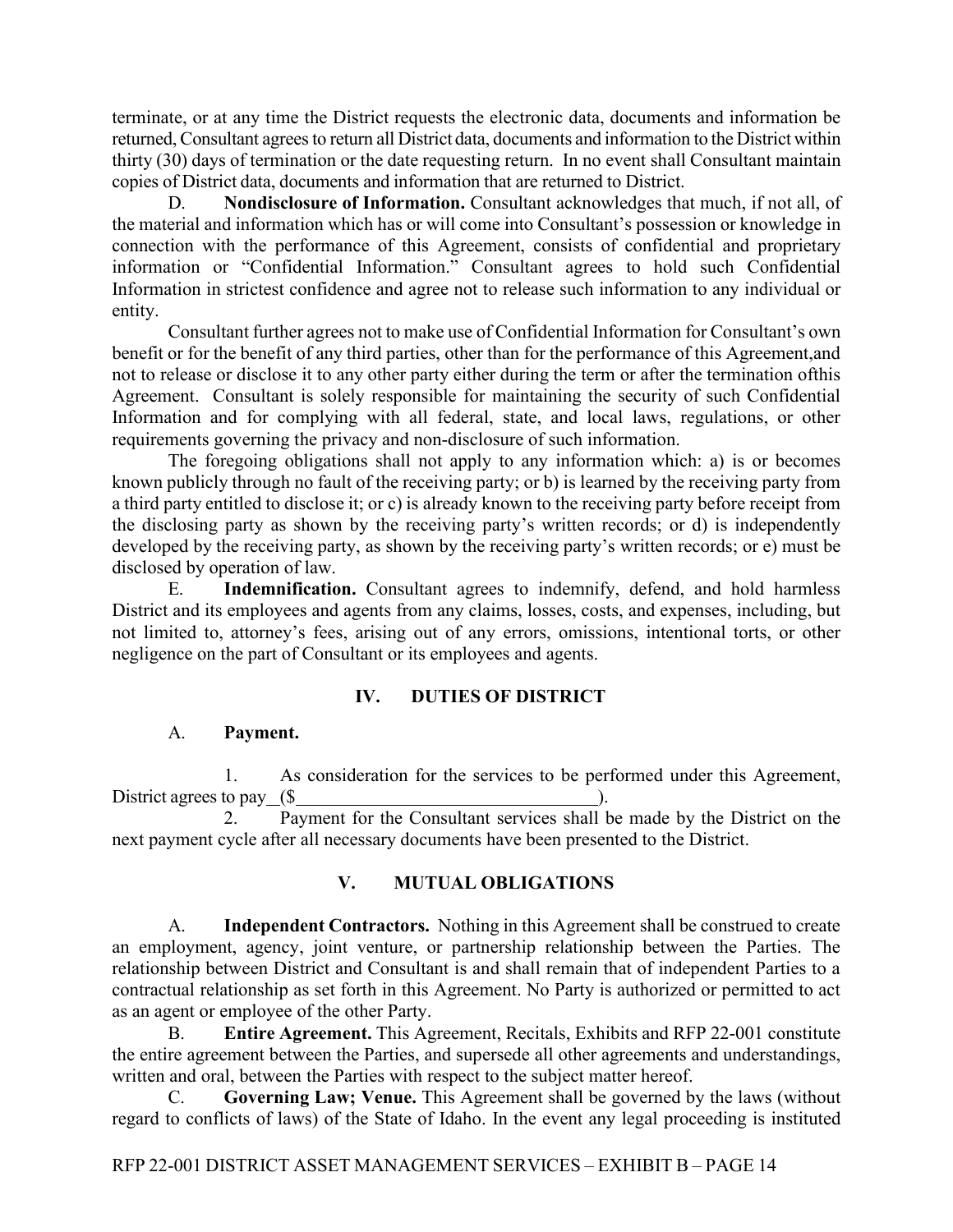terminate, or at any time the District requests the electronic data, documents and information be returned, Consultant agrees to return all District data, documents and information to the District within thirty (30) days of termination or the date requesting return. In no event shall Consultant maintain copies of District data, documents and information that are returned to District.

D. **Nondisclosure of Information.** Consultant acknowledges that much, if not all, of the material and information which has or will come into Consultant's possession or knowledge in connection with the performance of this Agreement, consists of confidential and proprietary information or "Confidential Information." Consultant agrees to hold such Confidential Information in strictest confidence and agree not to release such information to any individual or entity.

Consultant further agrees not to make use of Confidential Information for Consultant's own benefit or for the benefit of any third parties, other than for the performance of this Agreement,and not to release or disclose it to any other party either during the term or after the termination ofthis Agreement. Consultant is solely responsible for maintaining the security of such Confidential Information and for complying with all federal, state, and local laws, regulations, or other requirements governing the privacy and non-disclosure of such information.

The foregoing obligations shall not apply to any information which: a) is or becomes known publicly through no fault of the receiving party; or b) is learned by the receiving party from a third party entitled to disclose it; or c) is already known to the receiving party before receipt from the disclosing party as shown by the receiving party's written records; or d) is independently developed by the receiving party, as shown by the receiving party's written records; or e) must be disclosed by operation of law.

E. **Indemnification.** Consultant agrees to indemnify, defend, and hold harmless District and its employees and agents from any claims, losses, costs, and expenses, including, but not limited to, attorney's fees, arising out of any errors, omissions, intentional torts, or other negligence on the part of Consultant or its employees and agents.

## IV. DUTIES OF DISTRICT

A. **Payment.**

1. As consideration for the services to be performed under this Agreement, District agrees to pay\_\_($\_\_\_\_\_\_\_\_\_\_\_\_\_\_\_\_\_\_\_\_\_\_\_\_\_\_\_\_\_\_\_\_).

2. Payment for the Consultant services shall be made by the District on the next payment cycle after all necessary documents have been presented to the District.

## V. MUTUAL OBLIGATIONS

A. **Independent Contractors.** Nothing in this Agreement shall be construed to create an employment, agency, joint venture, or partnership relationship between the Parties. The relationship between District and Consultant is and shall remain that of independent Parties to a contractual relationship as set forth in this Agreement. No Party is authorized or permitted to act as an agent or employee of the other Party.

B. **Entire Agreement.** This Agreement, Recitals, Exhibits and RFP 22-001 constitute the entire agreement between the Parties, and supersede all other agreements and understandings, written and oral, between the Parties with respect to the subject matter hereof.

C. **Governing Law; Venue.** This Agreement shall be governed by the laws (without regard to conflicts of laws) of the State of Idaho. In the event any legal proceeding is instituted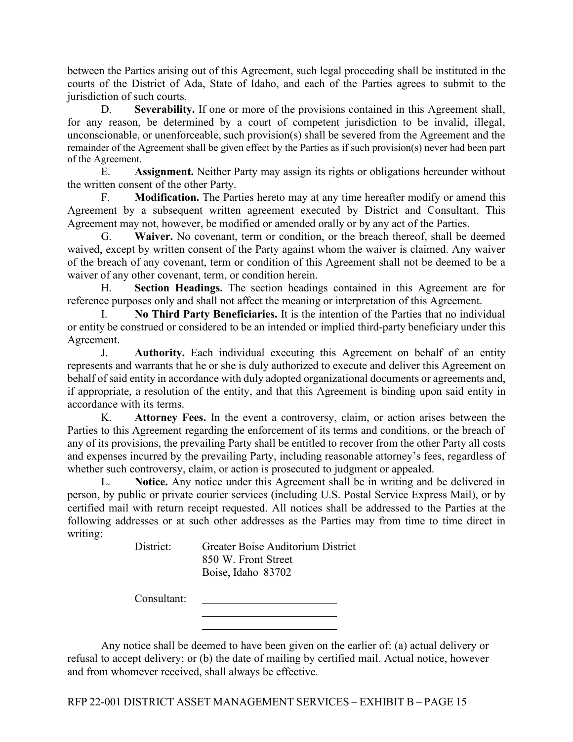between the Parties arising out of this Agreement, such legal proceeding shall be instituted in the courts of the District of Ada, State of Idaho, and each of the Parties agrees to submit to the jurisdiction of such courts.

D. **Severability.** If one or more of the provisions contained in this Agreement shall, for any reason, be determined by a court of competent jurisdiction to be invalid, illegal, unconscionable, or unenforceable, such provision(s) shall be severed from the Agreement and the remainder of the Agreement shall be given effect by the Parties as if such provision(s) never had been part of the Agreement.

E. **Assignment.** Neither Party may assign its rights or obligations hereunder without the written consent of the other Party.

F. **Modification.** The Parties hereto may at any time hereafter modify or amend this Agreement by a subsequent written agreement executed by District and Consultant. This Agreement may not, however, be modified or amended orally or by any act of the Parties.

G. **Waiver.** No covenant, term or condition, or the breach thereof, shall be deemed waived, except by written consent of the Party against whom the waiver is claimed. Any waiver of the breach of any covenant, term or condition of this Agreement shall not be deemed to be a waiver of any other covenant, term, or condition herein.

H. **Section Headings.** The section headings contained in this Agreement are for reference purposes only and shall not affect the meaning or interpretation of this Agreement.

I. **No Third Party Beneficiaries.** It is the intention of the Parties that no individual or entity be construed or considered to be an intended or implied third-party beneficiary under this Agreement.

J. **Authority.** Each individual executing this Agreement on behalf of an entity represents and warrants that he or she is duly authorized to execute and deliver this Agreement on behalf of said entity in accordance with duly adopted organizational documents or agreements and, if appropriate, a resolution of the entity, and that this Agreement is binding upon said entity in accordance with its terms.

K. **Attorney Fees.** In the event a controversy, claim, or action arises between the Parties to this Agreement regarding the enforcement of its terms and conditions, or the breach of any of its provisions, the prevailing Party shall be entitled to recover from the other Party all costs and expenses incurred by the prevailing Party, including reasonable attorney's fees, regardless of whether such controversy, claim, or action is prosecuted to judgment or appealed.

L. **Notice.** Any notice under this Agreement shall be in writing and be delivered in person, by public or private courier services (including U.S. Postal Service Express Mail), or by certified mail with return receipt requested. All notices shall be addressed to the Parties at the following addresses or at such other addresses as the Parties may from time to time direct in writing:

District: Greater Boise Auditorium District
850 W. Front Street
Boise, Idaho 83702

Consultant: ________________________
________________________
________________________

Any notice shall be deemed to have been given on the earlier of: (a) actual delivery or refusal to accept delivery; or (b) the date of mailing by certified mail. Actual notice, however and from whomever received, shall always be effective.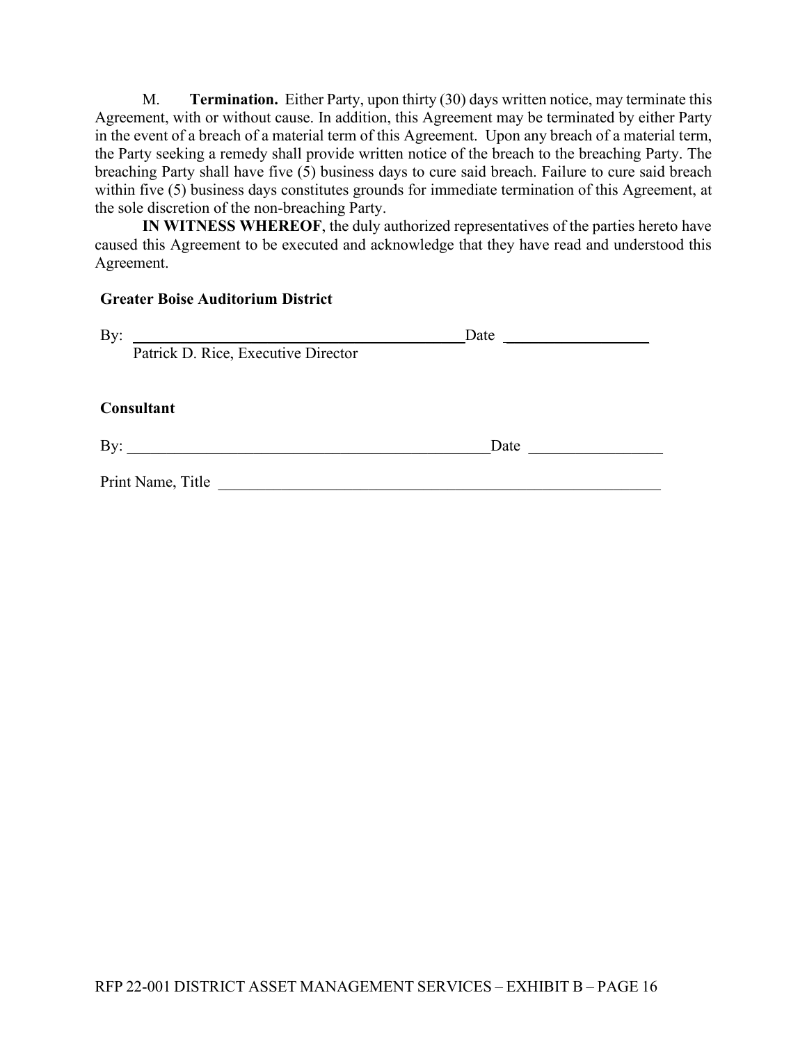M. **Termination.** Either Party, upon thirty (30) days written notice, may terminate this Agreement, with or without cause. In addition, this Agreement may be terminated by either Party in the event of a breach of a material term of this Agreement. Upon any breach of a material term, the Party seeking a remedy shall provide written notice of the breach to the breaching Party. The breaching Party shall have five (5) business days to cure said breach. Failure to cure said breach within five (5) business days constitutes grounds for immediate termination of this Agreement, at the sole discretion of the non-breaching Party.

**IN WITNESS WHEREOF**, the duly authorized representatives of the parties hereto have caused this Agreement to be executed and acknowledge that they have read and understood this Agreement.

**Greater Boise Auditorium District**

By: ______________________________ Date ______________

Patrick D. Rice, Executive Director

**Consultant**

By: ______________________________ Date ______________

Print Name, Title ______________________________________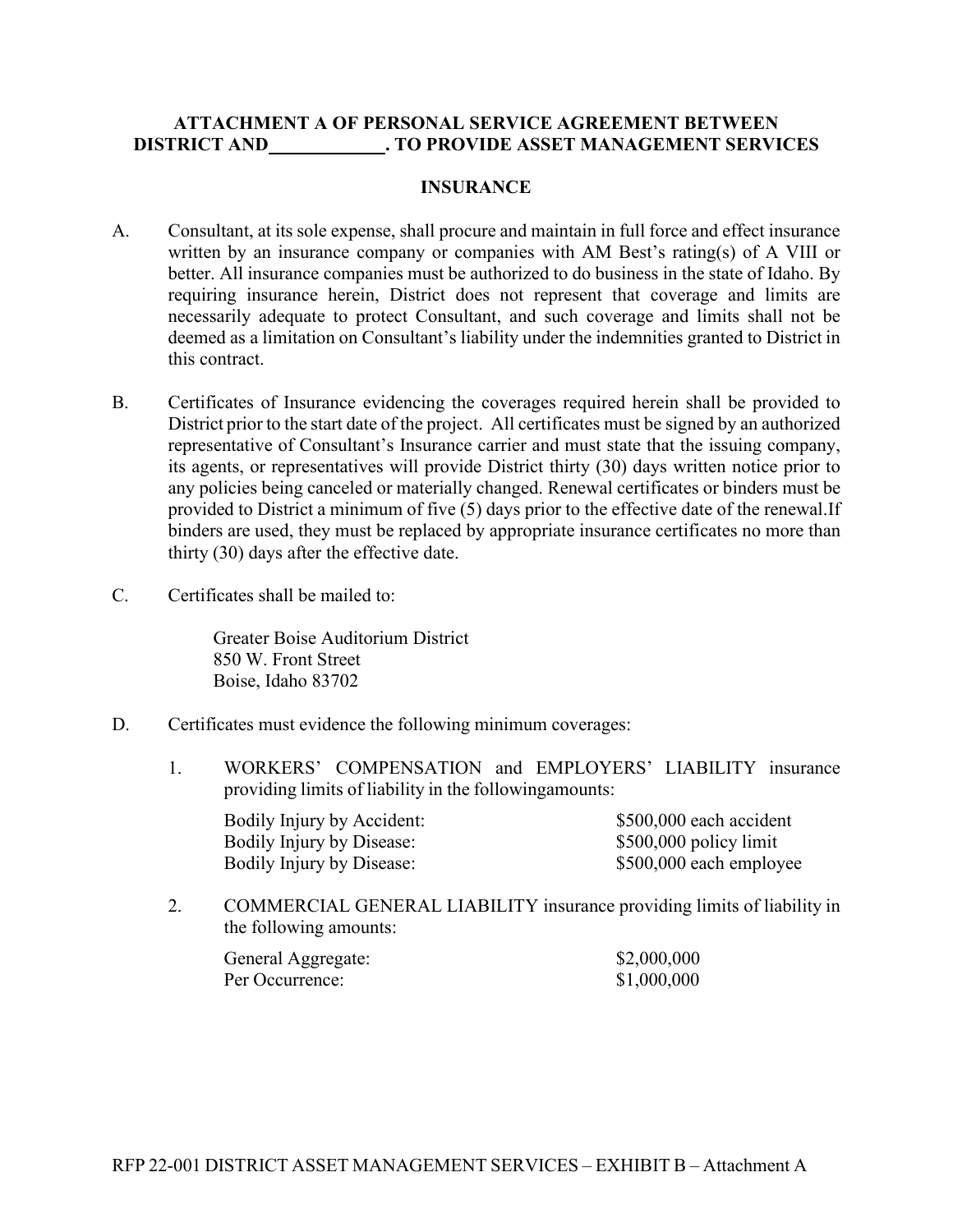**ATTACHMENT A OF PERSONAL SERVICE AGREEMENT BETWEEN DISTRICT AND\_\_\_\_\_\_\_\_\_\_\_\_. TO PROVIDE ASSET MANAGEMENT SERVICES**

**INSURANCE**

A. Consultant, at its sole expense, shall procure and maintain in full force and effect insurance written by an insurance company or companies with AM Best's rating(s) of A VIII or better. All insurance companies must be authorized to do business in the state of Idaho. By requiring insurance herein, District does not represent that coverage and limits are necessarily adequate to protect Consultant, and such coverage and limits shall not be deemed as a limitation on Consultant's liability under the indemnities granted to District in this contract.

B. Certificates of Insurance evidencing the coverages required herein shall be provided to District prior to the start date of the project. All certificates must be signed by an authorized representative of Consultant's Insurance carrier and must state that the issuing company, its agents, or representatives will provide District thirty (30) days written notice prior to any policies being canceled or materially changed. Renewal certificates or binders must be provided to District a minimum of five (5) days prior to the effective date of the renewal.If binders are used, they must be replaced by appropriate insurance certificates no more than thirty (30) days after the effective date.

C. Certificates shall be mailed to:

Greater Boise Auditorium District
850 W. Front Street
Boise, Idaho 83702

D. Certificates must evidence the following minimum coverages:

1. WORKERS' COMPENSATION and EMPLOYERS' LIABILITY insurance providing limits of liability in the followingamounts:

| | |
|---|---|
| Bodily Injury by Accident: | $500,000 each accident |
| Bodily Injury by Disease: | $500,000 policy limit |
| Bodily Injury by Disease: | $500,000 each employee |

2. COMMERCIAL GENERAL LIABILITY insurance providing limits of liability in the following amounts:

| | |
|---|---|
| General Aggregate: | $2,000,000 |
| Per Occurrence: | $1,000,000 |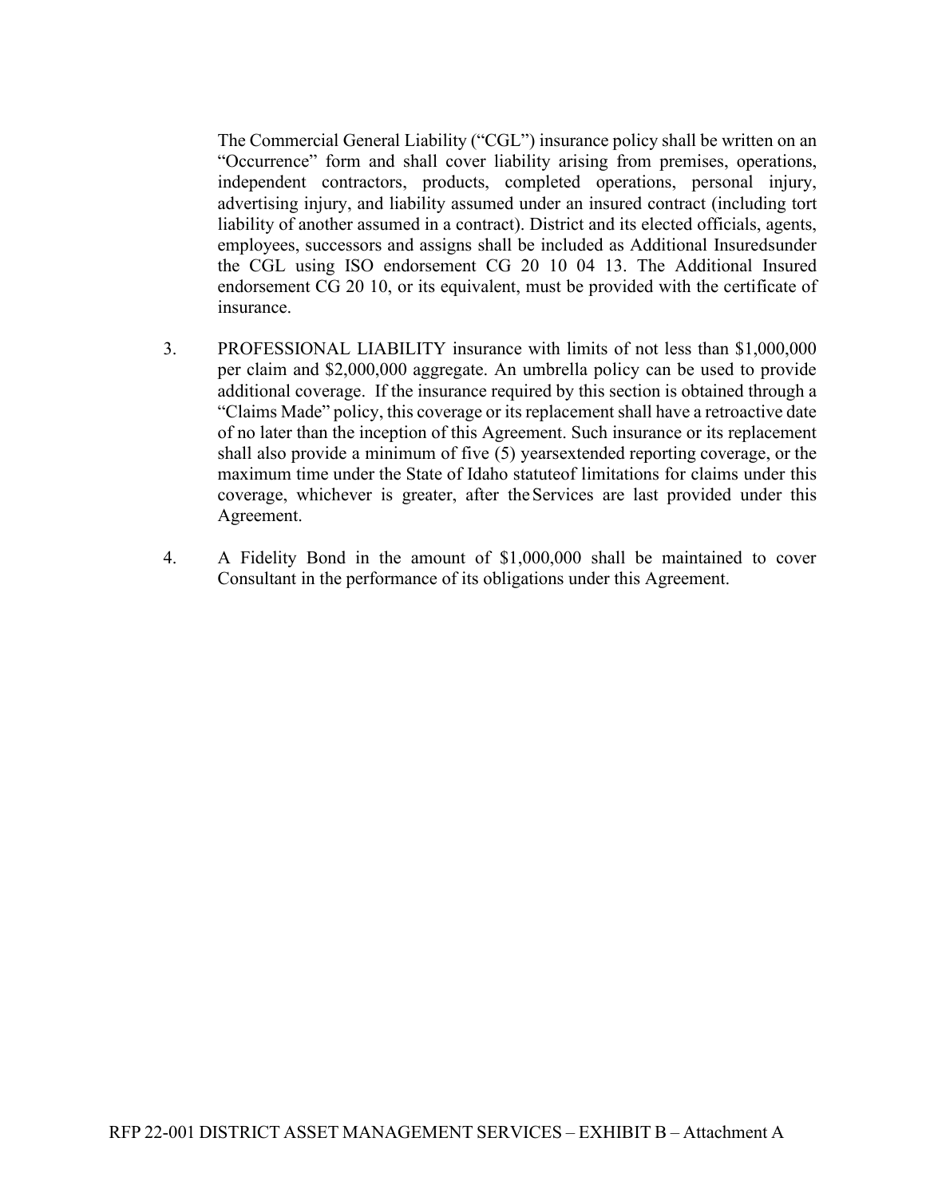The Commercial General Liability ("CGL") insurance policy shall be written on an "Occurrence" form and shall cover liability arising from premises, operations, independent contractors, products, completed operations, personal injury, advertising injury, and liability assumed under an insured contract (including tort liability of another assumed in a contract). District and its elected officials, agents, employees, successors and assigns shall be included as Additional Insuredsunder the CGL using ISO endorsement CG 20 10 04 13. The Additional Insured endorsement CG 20 10, or its equivalent, must be provided with the certificate of insurance.

3. PROFESSIONAL LIABILITY insurance with limits of not less than $1,000,000 per claim and $2,000,000 aggregate. An umbrella policy can be used to provide additional coverage. If the insurance required by this section is obtained through a "Claims Made" policy, this coverage or its replacement shall have a retroactive date of no later than the inception of this Agreement. Such insurance or its replacement shall also provide a minimum of five (5) yearsextended reporting coverage, or the maximum time under the State of Idaho statuteof limitations for claims under this coverage, whichever is greater, after the Services are last provided under this Agreement.

4. A Fidelity Bond in the amount of $1,000,000 shall be maintained to cover Consultant in the performance of its obligations under this Agreement.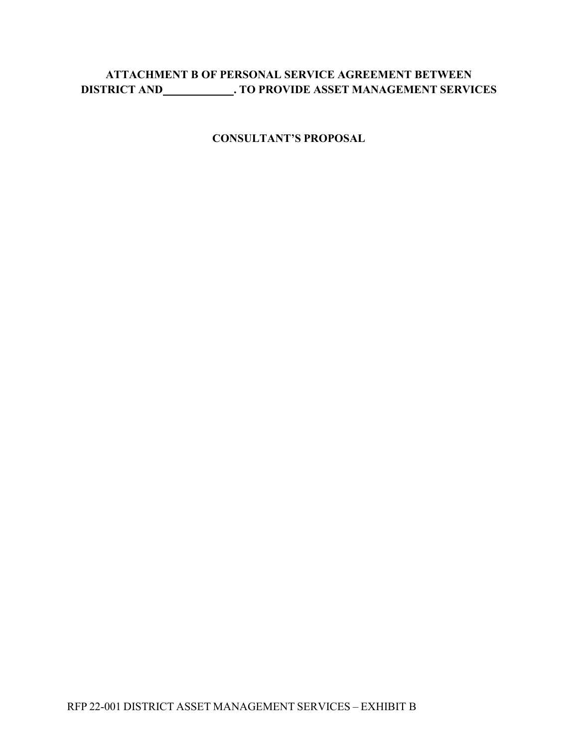**ATTACHMENT B OF PERSONAL SERVICE AGREEMENT BETWEEN DISTRICT AND ____________. TO PROVIDE ASSET MANAGEMENT SERVICES**

**CONSULTANT'S PROPOSAL**

RFP 22-001 DISTRICT ASSET MANAGEMENT SERVICES – EXHIBIT B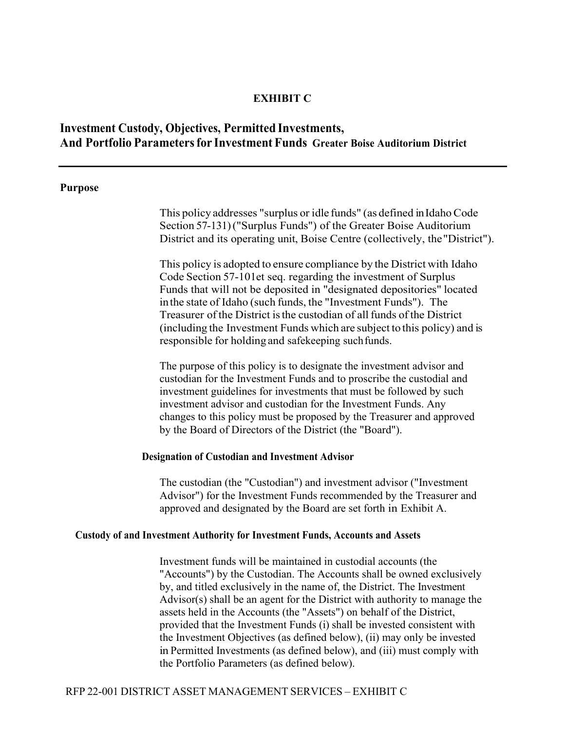**EXHIBIT C**

# Investment Custody, Objectives, Permitted Investments, And Portfolio Parameters for Investment Funds Greater Boise Auditorium District

## Purpose

This policy addresses "surplus or idle funds" (as defined in Idaho Code Section 57-131) ("Surplus Funds") of the Greater Boise Auditorium District and its operating unit, Boise Centre (collectively, the "District").

This policy is adopted to ensure compliance by the District with Idaho Code Section 57-101et seq. regarding the investment of Surplus Funds that will not be deposited in "designated depositories" located in the state of Idaho (such funds, the "Investment Funds"). The Treasurer of the District is the custodian of all funds of the District (including the Investment Funds which are subject to this policy) and is responsible for holding and safekeeping such funds.

The purpose of this policy is to designate the investment advisor and custodian for the Investment Funds and to proscribe the custodial and investment guidelines for investments that must be followed by such investment advisor and custodian for the Investment Funds. Any changes to this policy must be proposed by the Treasurer and approved by the Board of Directors of the District (the "Board").

### Designation of Custodian and Investment Advisor

The custodian (the "Custodian") and investment advisor ("Investment Advisor") for the Investment Funds recommended by the Treasurer and approved and designated by the Board are set forth in Exhibit A.

### Custody of and Investment Authority for Investment Funds, Accounts and Assets

Investment funds will be maintained in custodial accounts (the "Accounts") by the Custodian. The Accounts shall be owned exclusively by, and titled exclusively in the name of, the District. The Investment Advisor(s) shall be an agent for the District with authority to manage the assets held in the Accounts (the "Assets") on behalf of the District, provided that the Investment Funds (i) shall be invested consistent with the Investment Objectives (as defined below), (ii) may only be invested in Permitted Investments (as defined below), and (iii) must comply with the Portfolio Parameters (as defined below).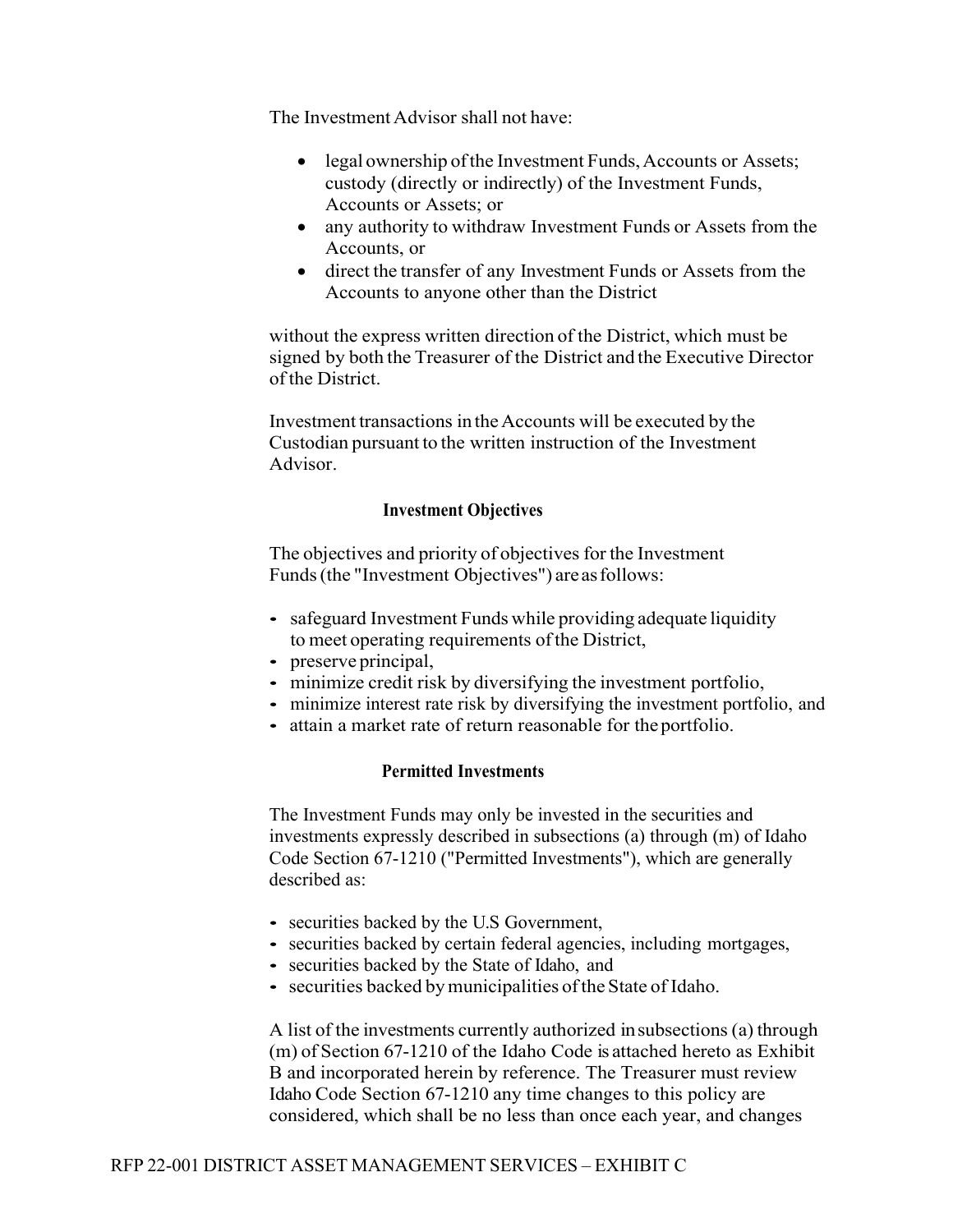The Investment Advisor shall not have:

- legal ownership of the Investment Funds, Accounts or Assets; custody (directly or indirectly) of the Investment Funds, Accounts or Assets; or
- any authority to withdraw Investment Funds or Assets from the Accounts, or
- direct the transfer of any Investment Funds or Assets from the Accounts to anyone other than the District

without the express written direction of the District, which must be signed by both the Treasurer of the District and the Executive Director of the District.

Investment transactions in the Accounts will be executed by the Custodian pursuant to the written instruction of the Investment Advisor.

**Investment Objectives**

The objectives and priority of objectives for the Investment Funds (the "Investment Objectives") are as follows:

- safeguard Investment Funds while providing adequate liquidity to meet operating requirements of the District,
- preserve principal,
- minimize credit risk by diversifying the investment portfolio,
- minimize interest rate risk by diversifying the investment portfolio, and
- attain a market rate of return reasonable for the portfolio.

**Permitted Investments**

The Investment Funds may only be invested in the securities and investments expressly described in subsections (a) through (m) of Idaho Code Section 67-1210 ("Permitted Investments"), which are generally described as:

- securities backed by the U.S Government,
- securities backed by certain federal agencies, including mortgages,
- securities backed by the State of Idaho, and
- securities backed by municipalities of the State of Idaho.

A list of the investments currently authorized in subsections (a) through (m) of Section 67-1210 of the Idaho Code is attached hereto as Exhibit B and incorporated herein by reference. The Treasurer must review Idaho Code Section 67-1210 any time changes to this policy are considered, which shall be no less than once each year, and changes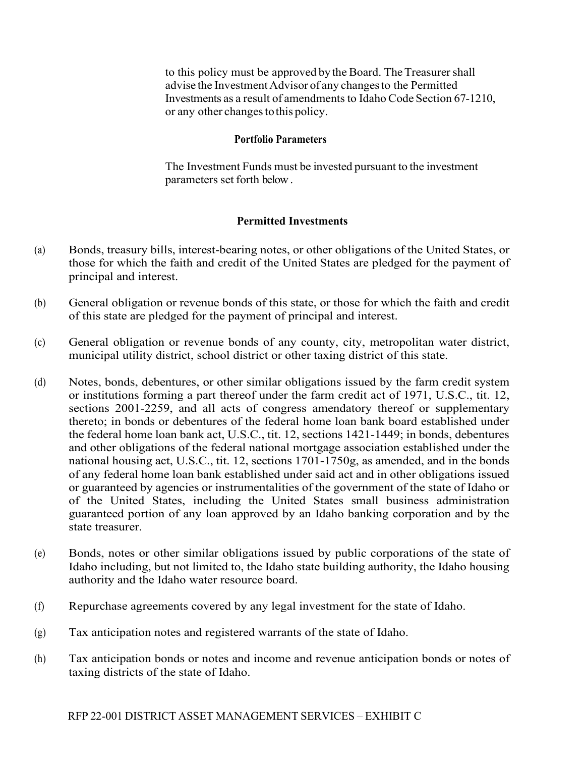to this policy must be approved by the Board. The Treasurer shall advise the Investment Advisor of any changes to the Permitted Investments as a result of amendments to Idaho Code Section 67-1210, or any other changes to this policy.

**Portfolio Parameters**

The Investment Funds must be invested pursuant to the investment parameters set forth below.

**Permitted Investments**

(a) Bonds, treasury bills, interest-bearing notes, or other obligations of the United States, or those for which the faith and credit of the United States are pledged for the payment of principal and interest.

(b) General obligation or revenue bonds of this state, or those for which the faith and credit of this state are pledged for the payment of principal and interest.

(c) General obligation or revenue bonds of any county, city, metropolitan water district, municipal utility district, school district or other taxing district of this state.

(d) Notes, bonds, debentures, or other similar obligations issued by the farm credit system or institutions forming a part thereof under the farm credit act of 1971, U.S.C., tit. 12, sections 2001-2259, and all acts of congress amendatory thereof or supplementary thereto; in bonds or debentures of the federal home loan bank board established under the federal home loan bank act, U.S.C., tit. 12, sections 1421-1449; in bonds, debentures and other obligations of the federal national mortgage association established under the national housing act, U.S.C., tit. 12, sections 1701-1750g, as amended, and in the bonds of any federal home loan bank established under said act and in other obligations issued or guaranteed by agencies or instrumentalities of the government of the state of Idaho or of the United States, including the United States small business administration guaranteed portion of any loan approved by an Idaho banking corporation and by the state treasurer.

(e) Bonds, notes or other similar obligations issued by public corporations of the state of Idaho including, but not limited to, the Idaho state building authority, the Idaho housing authority and the Idaho water resource board.

(f) Repurchase agreements covered by any legal investment for the state of Idaho.

(g) Tax anticipation notes and registered warrants of the state of Idaho.

(h) Tax anticipation bonds or notes and income and revenue anticipation bonds or notes of taxing districts of the state of Idaho.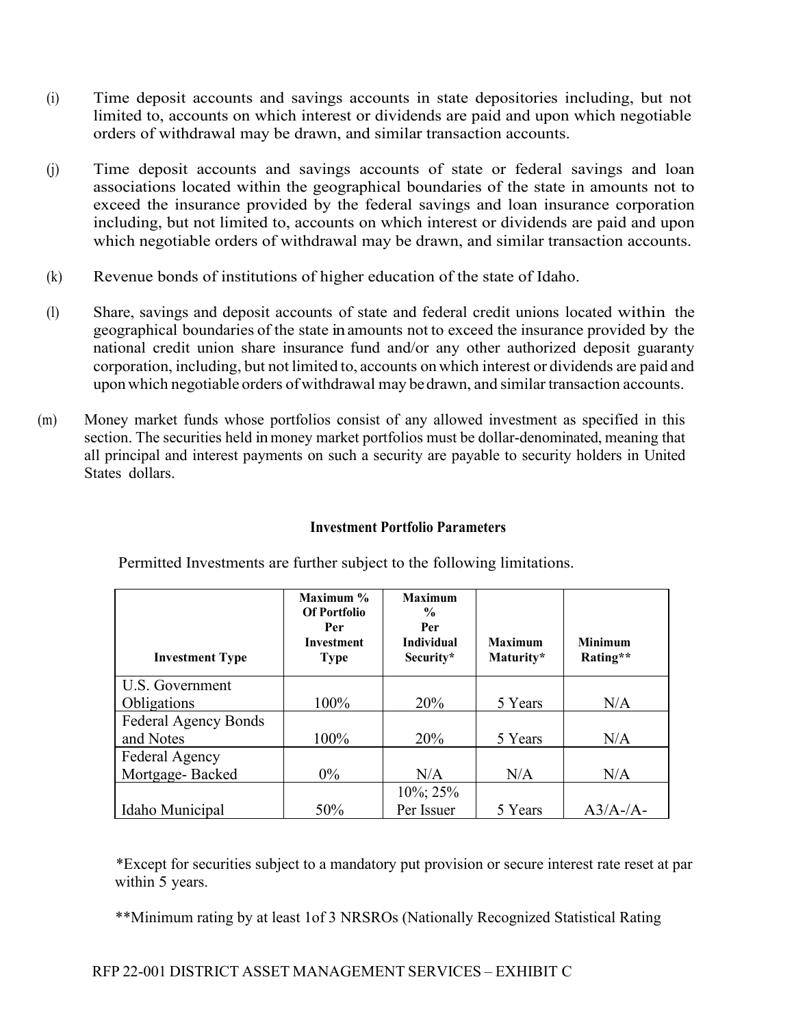(i) Time deposit accounts and savings accounts in state depositories including, but not limited to, accounts on which interest or dividends are paid and upon which negotiable orders of withdrawal may be drawn, and similar transaction accounts.

(j) Time deposit accounts and savings accounts of state or federal savings and loan associations located within the geographical boundaries of the state in amounts not to exceed the insurance provided by the federal savings and loan insurance corporation including, but not limited to, accounts on which interest or dividends are paid and upon which negotiable orders of withdrawal may be drawn, and similar transaction accounts.

(k) Revenue bonds of institutions of higher education of the state of Idaho.

(l) Share, savings and deposit accounts of state and federal credit unions located within the geographical boundaries of the state in amounts not to exceed the insurance provided by the national credit union share insurance fund and/or any other authorized deposit guaranty corporation, including, but not limited to, accounts on which interest or dividends are paid and upon which negotiable orders of withdrawal may be drawn, and similar transaction accounts.

(m) Money market funds whose portfolios consist of any allowed investment as specified in this section. The securities held in money market portfolios must be dollar-denominated, meaning that all principal and interest payments on such a security are payable to security holders in United States dollars.

**Investment Portfolio Parameters**

Permitted Investments are further subject to the following limitations.

| Investment Type | Maximum % Of Portfolio Per Investment Type | Maximum % Per Individual Security* | Maximum Maturity* | Minimum Rating** |
|---|---|---|---|---|
| U.S. Government Obligations | 100% | 20% | 5 Years | N/A |
| Federal Agency Bonds and Notes | 100% | 20% | 5 Years | N/A |
| Federal Agency Mortgage- Backed | 0% | N/A | N/A | N/A |
| Idaho Municipal | 50% | 10%; 25% Per Issuer | 5 Years | A3/A-/A- |

*Except for securities subject to a mandatory put provision or secure interest rate reset at par within 5 years.

**Minimum rating by at least 1of 3 NRSROs (Nationally Recognized Statistical Rating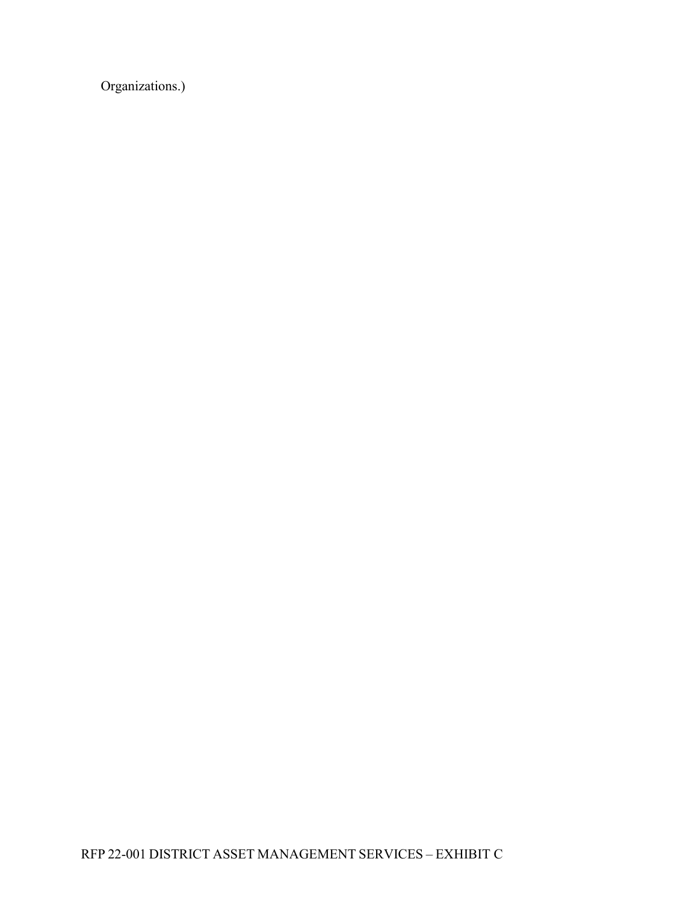Organizations.)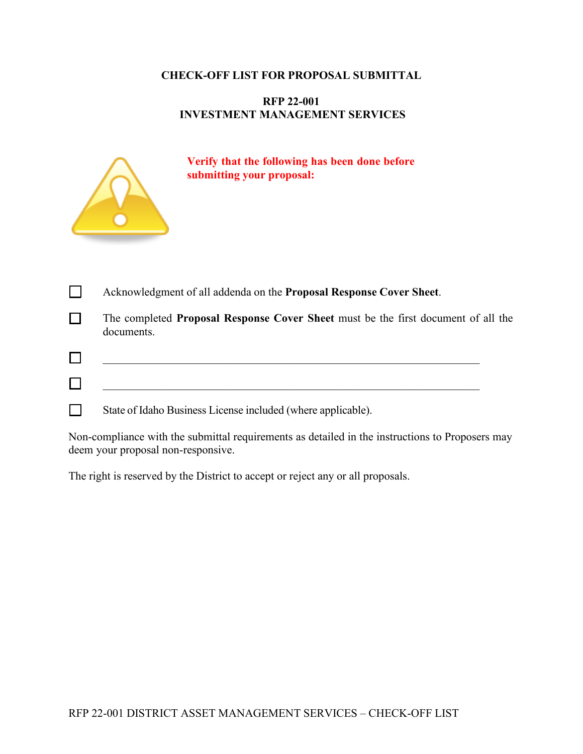**CHECK-OFF LIST FOR PROPOSAL SUBMITTAL**

**RFP 22-001**
**INVESTMENT MANAGEMENT SERVICES**

**Verify that the following has been done before submitting your proposal:**

- ☐ Acknowledgment of all addenda on the **Proposal Response Cover Sheet**.
- ☐ The completed **Proposal Response Cover Sheet** must be the first document of all the documents.
- ☐ ____________________________________________________________
- ☐ ____________________________________________________________
- ☐ State of Idaho Business License included (where applicable).

Non-compliance with the submittal requirements as detailed in the instructions to Proposers may deem your proposal non-responsive.

The right is reserved by the District to accept or reject any or all proposals.